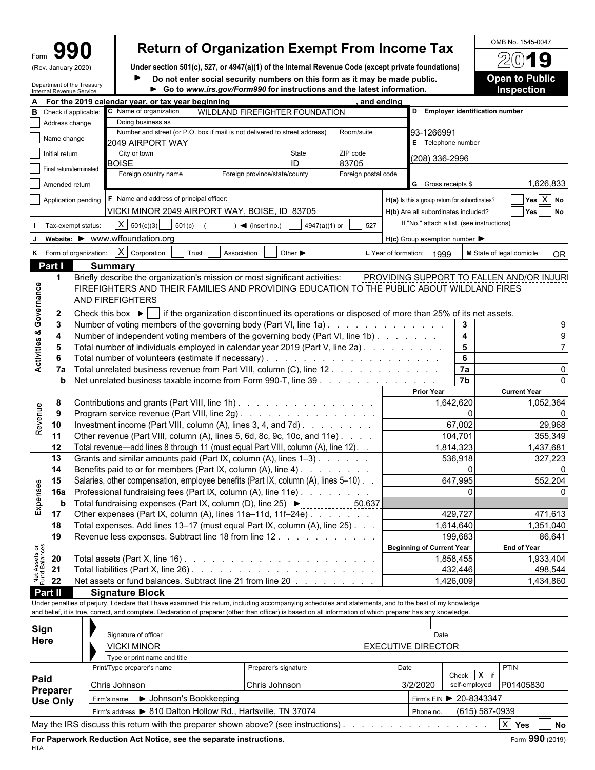Form **990** (Rev. January 2020)

Department of the Treasury Internal Revenue Service

# Return of Organization Exempt From Income Tax

**Under section 501(c), 527, or 4947(a)(1) of the Internal Revenue Code (except private foundations)**

► **Do not enter social security numbers on this form as it may be made public.**

► **Go to www.irs.gov/Form990 for instructions and the latest information.**

OMB No. 1545-0047

**2019**

**Open to Public Inspection**

**A** For the 2019 calendar year, or tax year beginning , and ending

**B** Check if applicable:
- [ ] Address change
- [ ] Name change
- [ ] Initial return
- [ ] Final return/terminated
- [ ] Amended return
- [ ] Application pending

**C** Name of organization: WILDLAND FIREFIGHTER FOUNDATION

Doing business as

Number and street (or P.O. box if mail is not delivered to street address): 2049 AIRPORT WAY — Room/suite

City or town: BOISE — State: ID — ZIP code: 83705

Foreign country name — Foreign province/state/county — Foreign postal code

**D** Employer identification number: 93-1266991

**E** Telephone number: (208) 336-2996

**G** Gross receipts $ 1,626,833

**F** Name and address of principal officer: VICKI MINOR 2049 AIRPORT WAY, BOISE, ID 83705

**H(a)** Is this a group return for subordinates? [ ] Yes [X] No

**H(b)** Are all subordinates included? [ ] Yes [ ] No — If "No," attach a list. (see instructions)

**H(c)** Group exemption number ►

**I** Tax-exempt status: [X] 501(c)(3) [ ] 501(c) ( ) ◄ (insert no.) [ ] 4947(a)(1) or [ ] 527

**J** Website: ► www.wffoundation.org

**K** Form of organization: [X] Corporation [ ] Trust [ ] Association [ ] Other ►

**L** Year of formation: 1999 — **M** State of legal domicile: OR

## Part I Summary

**Activities & Governance**

1. Briefly describe the organization's mission or most significant activities: PROVIDING SUPPORT TO FALLEN AND/OR INJURED FIREFIGHTERS AND THEIR FAMILIES AND PROVIDING EDUCATION TO THE PUBLIC ABOUT WILDLAND FIRES AND FIREFIGHTERS
2. Check this box ► [ ] if the organization discontinued its operations or disposed of more than 25% of its net assets.

| Line | Description | Box | Value |
|---|---|---|---|
| 3 | Number of voting members of the governing body (Part VI, line 1a) | 3 | 9 |
| 4 | Number of independent voting members of the governing body (Part VI, line 1b) | 4 | 9 |
| 5 | Total number of individuals employed in calendar year 2019 (Part V, line 2a) | 5 | 7 |
| 6 | Total number of volunteers (estimate if necessary) | 6 | |
| 7a | Total unrelated business revenue from Part VIII, column (C), line 12 | 7a | 0 |
| b | Net unrelated business taxable income from Form 990-T, line 39 | 7b | 0 |

| Section | Line | Description | Prior Year | Current Year |
|---|---|---|---|---|
| Revenue | 8 | Contributions and grants (Part VIII, line 1h) | 1,642,620 | 1,052,364 |
| | 9 | Program service revenue (Part VIII, line 2g) | 0 | 0 |
| | 10 | Investment income (Part VIII, column (A), lines 3, 4, and 7d) | 67,002 | 29,968 |
| | 11 | Other revenue (Part VIII, column (A), lines 5, 6d, 8c, 9c, 10c, and 11e) | 104,701 | 355,349 |
| | 12 | Total revenue—add lines 8 through 11 (must equal Part VIII, column (A), line 12) | 1,814,323 | 1,437,681 |
| Expenses | 13 | Grants and similar amounts paid (Part IX, column (A), lines 1–3) | 536,918 | 327,223 |
| | 14 | Benefits paid to or for members (Part IX, column (A), line 4) | 0 | 0 |
| | 15 | Salaries, other compensation, employee benefits (Part IX, column (A), lines 5–10) | 647,995 | 552,204 |
| | 16a | Professional fundraising fees (Part IX, column (A), line 11e) | 0 | 0 |
| | b | Total fundraising expenses (Part IX, column (D), line 25) ► 50,637 | | |
| | 17 | Other expenses (Part IX, column (A), lines 11a–11d, 11f–24e) | 429,727 | 471,613 |
| | 18 | Total expenses. Add lines 13–17 (must equal Part IX, column (A), line 25) | 1,614,640 | 1,351,040 |
| | 19 | Revenue less expenses. Subtract line 18 from line 12 | 199,683 | 86,641 |

| Section | Line | Description | Beginning of Current Year | End of Year |
|---|---|---|---|---|
| Net Assets or Fund Balances | 20 | Total assets (Part X, line 16) | 1,858,455 | 1,933,404 |
| | 21 | Total liabilities (Part X, line 26) | 432,446 | 498,544 |
| | 22 | Net assets or fund balances. Subtract line 21 from line 20 | 1,426,009 | 1,434,860 |

## Part II Signature Block

Under penalties of perjury, I declare that I have examined this return, including accompanying schedules and statements, and to the best of my knowledge and belief, it is true, correct, and complete. Declaration of preparer (other than officer) is based on all information of which preparer has any knowledge.

**Sign Here**

Signature of officer — Date

VICKI MINOR — EXECUTIVE DIRECTOR

Type or print name and title

**Paid Preparer Use Only**

| Print/Type preparer's name | Preparer's signature | Date | Check [X] if self-employed | PTIN |
|---|---|---|---|---|
| Chris Johnson | Chris Johnson | 3/2/2020 | | P01405830 |

Firm's name ► Johnson's Bookkeeping — Firm's EIN ► 20-8343347

Firm's address ► 810 Dalton Hollow Rd., Hartsville, TN 37074 — Phone no. (615) 587-0939

May the IRS discuss this return with the preparer shown above? (see instructions) [X] Yes [ ] No

**For Paperwork Reduction Act Notice, see the separate instructions.** Form **990** (2019)

HTA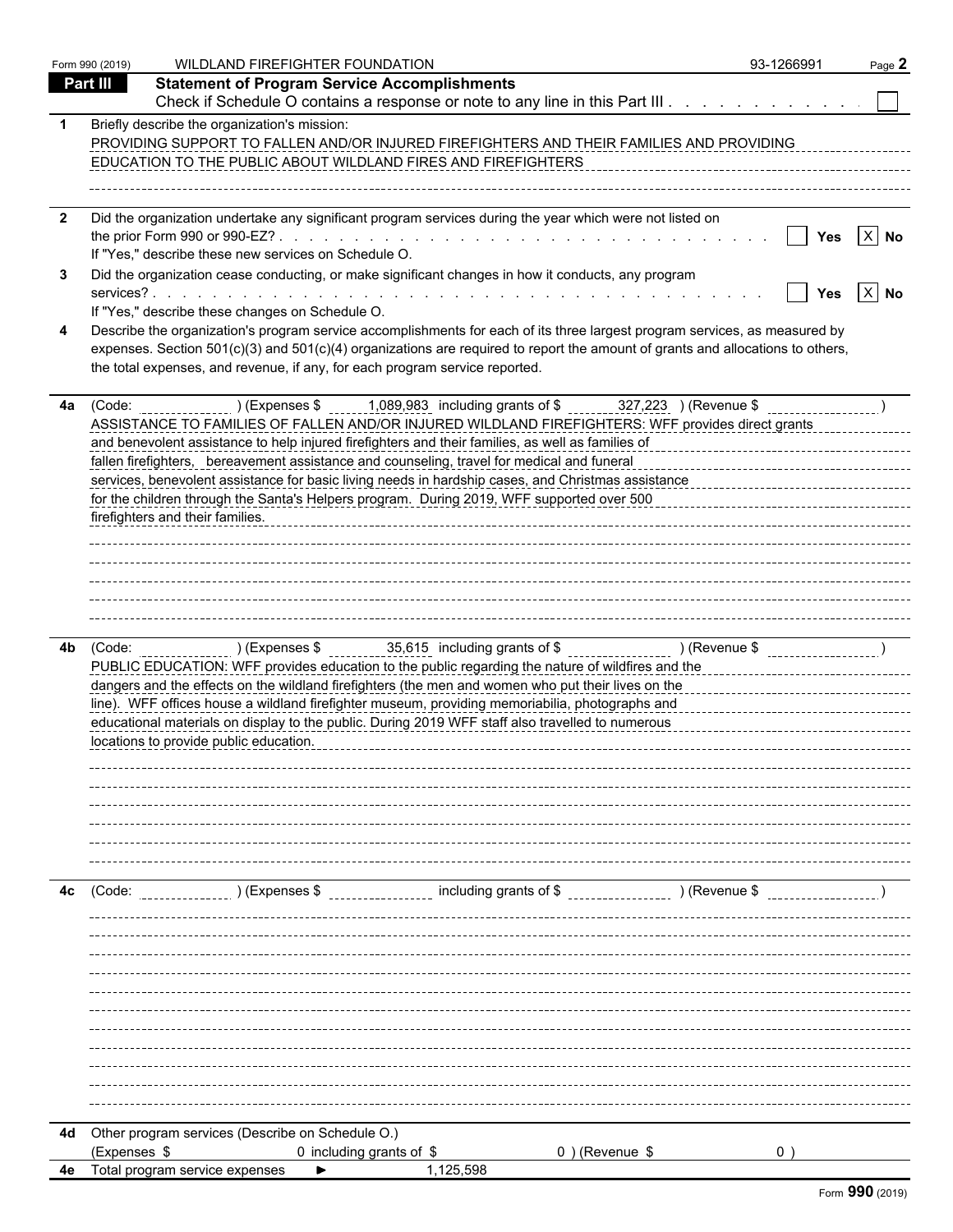Form 990 (2019) WILDLAND FIREFIGHTER FOUNDATION 93-1266991

## Part III Statement of Program Service Accomplishments

Check if Schedule O contains a response or note to any line in this Part III . . . . . . . . . . . . ☐

**1** Briefly describe the organization's mission:

PROVIDING SUPPORT TO FALLEN AND/OR INJURED FIREFIGHTERS AND THEIR FAMILIES AND PROVIDING EDUCATION TO THE PUBLIC ABOUT WILDLAND FIRES AND FIREFIGHTERS

**2** Did the organization undertake any significant program services during the year which were not listed on the prior Form 990 or 990-EZ? . . . . . ☐ Yes ☒ No

If "Yes," describe these new services on Schedule O.

**3** Did the organization cease conducting, or make significant changes in how it conducts, any program services? . . . . . ☐ Yes ☒ No

If "Yes," describe these changes on Schedule O.

**4** Describe the organization's program service accomplishments for each of its three largest program services, as measured by expenses. Section 501(c)(3) and 501(c)(4) organizations are required to report the amount of grants and allocations to others, the total expenses, and revenue, if any, for each program service reported.

**4a** (Code: ) (Expenses $ 1,089,983 including grants of $ 327,223 ) (Revenue $ )

ASSISTANCE TO FAMILIES OF FALLEN AND/OR INJURED WILDLAND FIREFIGHTERS: WFF provides direct grants and benevolent assistance to help injured firefighters and their families, as well as families of fallen firefighters, bereavement assistance and counseling, travel for medical and funeral services, benevolent assistance for basic living needs in hardship cases, and Christmas assistance for the children through the Santa's Helpers program. During 2019, WFF supported over 500 firefighters and their families.

**4b** (Code: ) (Expenses $ 35,615 including grants of $ ) (Revenue $ )

PUBLIC EDUCATION: WFF provides education to the public regarding the nature of wildfires and the dangers and the effects on the wildland firefighters (the men and women who put their lives on the line). WFF offices house a wildland firefighter museum, providing memoriabilia, photographs and educational materials on display to the public. During 2019 WFF staff also travelled to numerous locations to provide public education.

**4c** (Code: ) (Expenses $ including grants of $ ) (Revenue $ )

**4d** Other program services (Describe on Schedule O.)

(Expenses $ 0 including grants of $ 0 ) (Revenue $ 0 )

**4e** Total program service expenses ► 1,125,598

Form **990** (2019)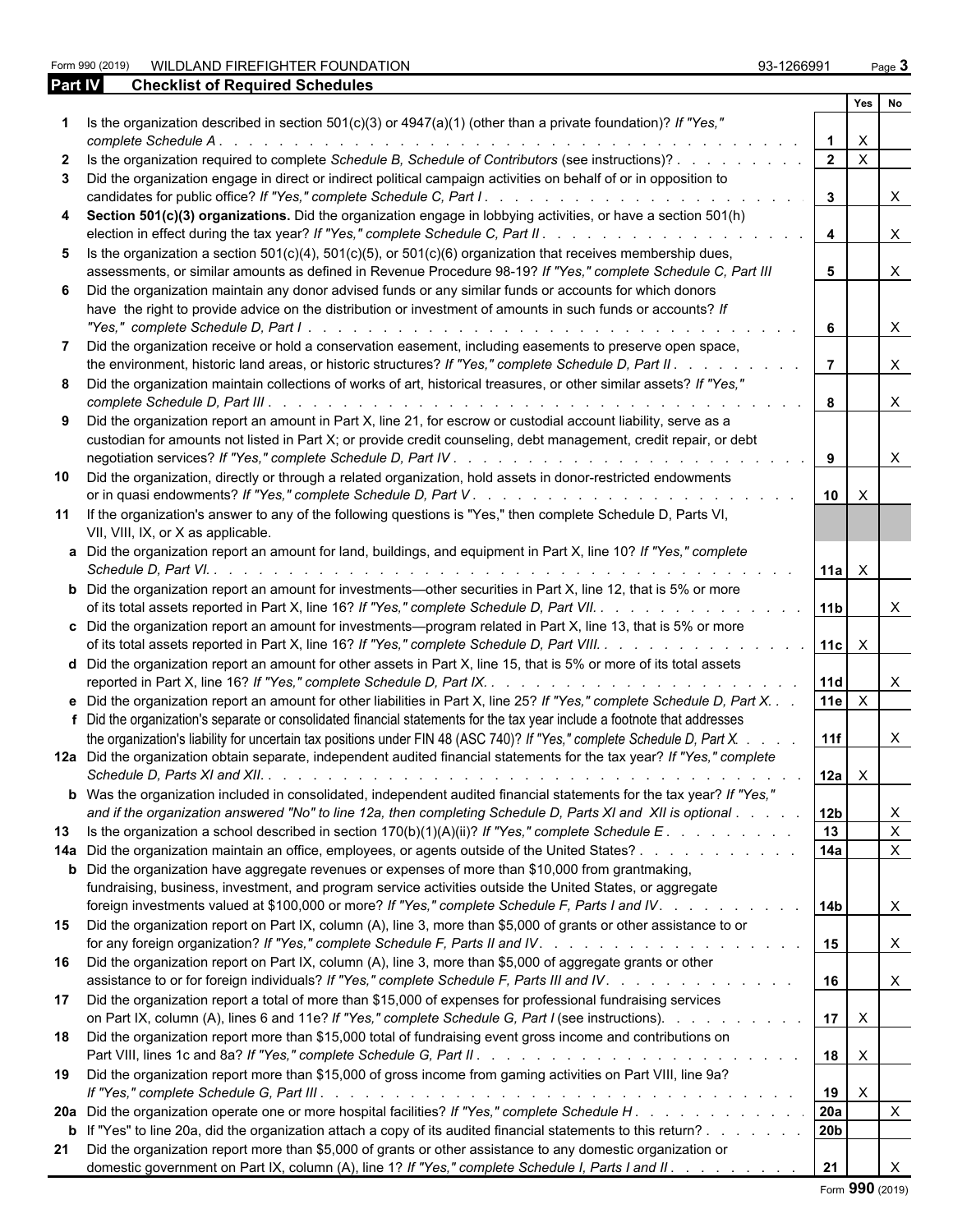Form 990 (2019) WILDLAND FIREFIGHTER FOUNDATION 93-1266991

## Part IV Checklist of Required Schedules

| | | | Yes | No |
|---|---|---|---|---|
| 1 | Is the organization described in section 501(c)(3) or 4947(a)(1) (other than a private foundation)? *If "Yes," complete Schedule A* | 1 | X | |
| 2 | Is the organization required to complete *Schedule B, Schedule of Contributors* (see instructions)? | 2 | X | |
| 3 | Did the organization engage in direct or indirect political campaign activities on behalf of or in opposition to candidates for public office? *If "Yes," complete Schedule C, Part I* | 3 | | X |
| 4 | **Section 501(c)(3) organizations.** Did the organization engage in lobbying activities, or have a section 501(h) election in effect during the tax year? *If "Yes," complete Schedule C, Part II* | 4 | | X |
| 5 | Is the organization a section 501(c)(4), 501(c)(5), or 501(c)(6) organization that receives membership dues, assessments, or similar amounts as defined in Revenue Procedure 98-19? *If "Yes," complete Schedule C, Part III* | 5 | | X |
| 6 | Did the organization maintain any donor advised funds or any similar funds or accounts for which donors have the right to provide advice on the distribution or investment of amounts in such funds or accounts? *If "Yes," complete Schedule D, Part I* | 6 | | X |
| 7 | Did the organization receive or hold a conservation easement, including easements to preserve open space, the environment, historic land areas, or historic structures? *If "Yes," complete Schedule D, Part II* | 7 | | X |
| 8 | Did the organization maintain collections of works of art, historical treasures, or other similar assets? *If "Yes," complete Schedule D, Part III* | 8 | | X |
| 9 | Did the organization report an amount in Part X, line 21, for escrow or custodial account liability, serve as a custodian for amounts not listed in Part X; or provide credit counseling, debt management, credit repair, or debt negotiation services? *If "Yes," complete Schedule D, Part IV* | 9 | | X |
| 10 | Did the organization, directly or through a related organization, hold assets in donor-restricted endowments or in quasi endowments? *If "Yes," complete Schedule D, Part V* | 10 | X | |
| 11 | If the organization's answer to any of the following questions is "Yes," then complete Schedule D, Parts VI, VII, VIII, IX, or X as applicable. | | | |
| a | Did the organization report an amount for land, buildings, and equipment in Part X, line 10? *If "Yes," complete Schedule D, Part VI.* | 11a | X | |
| b | Did the organization report an amount for investments—other securities in Part X, line 12, that is 5% or more of its total assets reported in Part X, line 16? *If "Yes," complete Schedule D, Part VII.* | 11b | | X |
| c | Did the organization report an amount for investments—program related in Part X, line 13, that is 5% or more of its total assets reported in Part X, line 16? *If "Yes," complete Schedule D, Part VIII.* | 11c | X | |
| d | Did the organization report an amount for other assets in Part X, line 15, that is 5% or more of its total assets reported in Part X, line 16? *If "Yes," complete Schedule D, Part IX.* | 11d | | X |
| e | Did the organization report an amount for other liabilities in Part X, line 25? *If "Yes," complete Schedule D, Part X.* | 11e | X | |
| f | Did the organization's separate or consolidated financial statements for the tax year include a footnote that addresses the organization's liability for uncertain tax positions under FIN 48 (ASC 740)? *If "Yes," complete Schedule D, Part X.* | 11f | | X |
| 12a | Did the organization obtain separate, independent audited financial statements for the tax year? *If "Yes," complete Schedule D, Parts XI and XII.* | 12a | X | |
| b | Was the organization included in consolidated, independent audited financial statements for the tax year? *If "Yes," and if the organization answered "No" to line 12a, then completing Schedule D, Parts XI and XII is optional* | 12b | | X |
| 13 | Is the organization a school described in section 170(b)(1)(A)(ii)? *If "Yes," complete Schedule E* | 13 | | X |
| 14a | Did the organization maintain an office, employees, or agents outside of the United States? | 14a | | X |
| b | Did the organization have aggregate revenues or expenses of more than $10,000 from grantmaking, fundraising, business, investment, and program service activities outside the United States, or aggregate foreign investments valued at $100,000 or more? *If "Yes," complete Schedule F, Parts I and IV.* | 14b | | X |
| 15 | Did the organization report on Part IX, column (A), line 3, more than $5,000 of grants or other assistance to or for any foreign organization? *If "Yes," complete Schedule F, Parts II and IV.* | 15 | | X |
| 16 | Did the organization report on Part IX, column (A), line 3, more than $5,000 of aggregate grants or other assistance to or for foreign individuals? *If "Yes," complete Schedule F, Parts III and IV.* | 16 | | X |
| 17 | Did the organization report a total of more than $15,000 of expenses for professional fundraising services on Part IX, column (A), lines 6 and 11e? *If "Yes," complete Schedule G, Part I* (see instructions). | 17 | X | |
| 18 | Did the organization report more than $15,000 total of fundraising event gross income and contributions on Part VIII, lines 1c and 8a? *If "Yes," complete Schedule G, Part II.* | 18 | X | |
| 19 | Did the organization report more than $15,000 of gross income from gaming activities on Part VIII, line 9a? *If "Yes," complete Schedule G, Part III* | 19 | X | |
| 20a | Did the organization operate one or more hospital facilities? *If "Yes," complete Schedule H* | 20a | | X |
| b | If "Yes" to line 20a, did the organization attach a copy of its audited financial statements to this return? | 20b | | |
| 21 | Did the organization report more than $5,000 of grants or other assistance to any domestic organization or domestic government on Part IX, column (A), line 1? *If "Yes," complete Schedule I, Parts I and II.* | 21 | | X |

Form **990** (2019)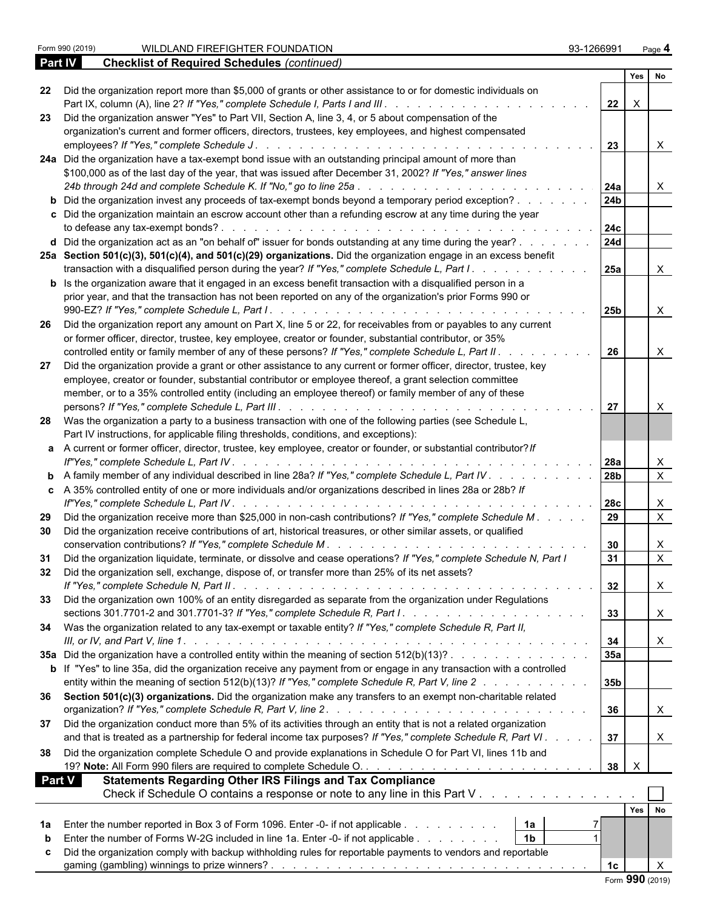Form 990 (2019) WILDLAND FIREFIGHTER FOUNDATION 93-1266991

## Part IV Checklist of Required Schedules *(continued)*

| | | | Yes | No |
|---|---|---|---|---|
| 22 | Did the organization report more than $5,000 of grants or other assistance to or for domestic individuals on Part IX, column (A), line 2? *If "Yes," complete Schedule I, Parts I and III* | 22 | X | |
| 23 | Did the organization answer "Yes" to Part VII, Section A, line 3, 4, or 5 about compensation of the organization's current and former officers, directors, trustees, key employees, and highest compensated employees? *If "Yes," complete Schedule J* | 23 | | X |
| 24a | Did the organization have a tax-exempt bond issue with an outstanding principal amount of more than $100,000 as of the last day of the year, that was issued after December 31, 2002? *If "Yes," answer lines 24b through 24d and complete Schedule K. If "No," go to line 25a* | 24a | | X |
| b | Did the organization invest any proceeds of tax-exempt bonds beyond a temporary period exception? | 24b | | |
| c | Did the organization maintain an escrow account other than a refunding escrow at any time during the year to defease any tax-exempt bonds? | 24c | | |
| d | Did the organization act as an "on behalf of" issuer for bonds outstanding at any time during the year? | 24d | | |
| 25a | **Section 501(c)(3), 501(c)(4), and 501(c)(29) organizations.** Did the organization engage in an excess benefit transaction with a disqualified person during the year? *If "Yes," complete Schedule L, Part I* | 25a | | X |
| b | Is the organization aware that it engaged in an excess benefit transaction with a disqualified person in a prior year, and that the transaction has not been reported on any of the organization's prior Forms 990 or 990-EZ? *If "Yes," complete Schedule L, Part I* | 25b | | X |
| 26 | Did the organization report any amount on Part X, line 5 or 22, for receivables from or payables to any current or former officer, director, trustee, key employee, creator or founder, substantial contributor, or 35% controlled entity or family member of any of these persons? *If "Yes," complete Schedule L, Part II* | 26 | | X |
| 27 | Did the organization provide a grant or other assistance to any current or former officer, director, trustee, key employee, creator or founder, substantial contributor or employee thereof, a grant selection committee member, or to a 35% controlled entity (including an employee thereof) or family member of any of these persons? *If "Yes," complete Schedule L, Part III* | 27 | | X |
| 28 | Was the organization a party to a business transaction with one of the following parties (see Schedule L, Part IV instructions, for applicable filing thresholds, conditions, and exceptions): | | | |
| a | A current or former officer, director, trustee, key employee, creator or founder, or substantial contributor? *If "Yes," complete Schedule L, Part IV* | 28a | | X |
| b | A family member of any individual described in line 28a? *If "Yes," complete Schedule L, Part IV* | 28b | | X |
| c | A 35% controlled entity of one or more individuals and/or organizations described in lines 28a or 28b? *If "Yes," complete Schedule L, Part IV* | 28c | | X |
| 29 | Did the organization receive more than $25,000 in non-cash contributions? *If "Yes," complete Schedule M* | 29 | | X |
| 30 | Did the organization receive contributions of art, historical treasures, or other similar assets, or qualified conservation contributions? *If "Yes," complete Schedule M* | 30 | | X |
| 31 | Did the organization liquidate, terminate, or dissolve and cease operations? *If "Yes," complete Schedule N, Part I* | 31 | | X |
| 32 | Did the organization sell, exchange, dispose of, or transfer more than 25% of its net assets? *If "Yes," complete Schedule N, Part II* | 32 | | X |
| 33 | Did the organization own 100% of an entity disregarded as separate from the organization under Regulations sections 301.7701-2 and 301.7701-3? *If "Yes," complete Schedule R, Part I* | 33 | | X |
| 34 | Was the organization related to any tax-exempt or taxable entity? *If "Yes," complete Schedule R, Part II, III, or IV, and Part V, line 1* | 34 | | X |
| 35a | Did the organization have a controlled entity within the meaning of section 512(b)(13)? | 35a | | |
| b | If "Yes" to line 35a, did the organization receive any payment from or engage in any transaction with a controlled entity within the meaning of section 512(b)(13)? *If "Yes," complete Schedule R, Part V, line 2* | 35b | | |
| 36 | **Section 501(c)(3) organizations.** Did the organization make any transfers to an exempt non-charitable related organization? *If "Yes," complete Schedule R, Part V, line 2* | 36 | | X |
| 37 | Did the organization conduct more than 5% of its activities through an entity that is not a related organization and that is treated as a partnership for federal income tax purposes? *If "Yes," complete Schedule R, Part VI* | 37 | | X |
| 38 | Did the organization complete Schedule O and provide explanations in Schedule O for Part VI, lines 11b and 19? **Note:** All Form 990 filers are required to complete Schedule O. | 38 | X | |

## Part V Statements Regarding Other IRS Filings and Tax Compliance

Check if Schedule O contains a response or note to any line in this Part V ☐

| | | | | | Yes | No |
|---|---|---|---|---|---|---|
| 1a | Enter the number reported in Box 3 of Form 1096. Enter -0- if not applicable | 1a | 7 | | | |
| b | Enter the number of Forms W-2G included in line 1a. Enter -0- if not applicable | 1b | 1 | | | |
| c | Did the organization comply with backup withholding rules for reportable payments to vendors and reportable gaming (gambling) winnings to prize winners? | | | 1c | | X |

Form **990** (2019)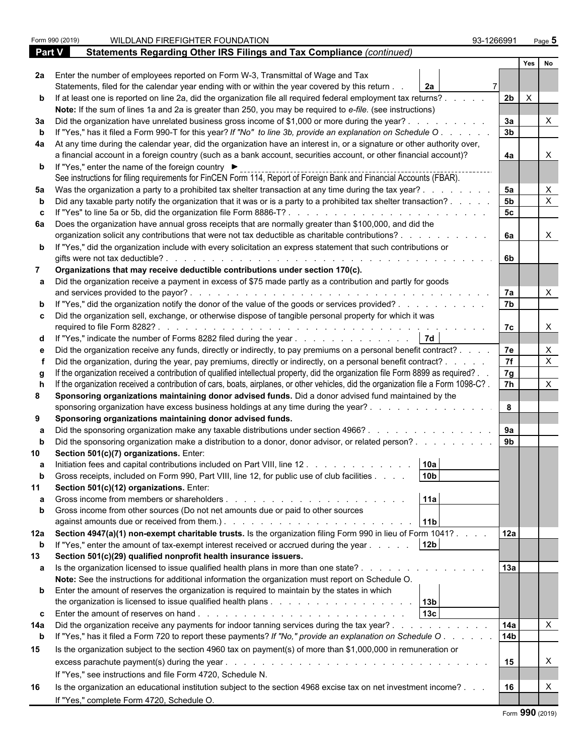Form 990 (2019) WILDLAND FIREFIGHTER FOUNDATION 93-1266991

## Part V Statements Regarding Other IRS Filings and Tax Compliance *(continued)*

| | | | | Yes | No |
|---|---|---|---|---|---|
| **2a** | Enter the number of employees reported on Form W-3, Transmittal of Wage and Tax Statements, filed for the calendar year ending with or within the year covered by this return | **2a** 7 | | | |
| **b** | If at least one is reported on line 2a, did the organization file all required federal employment tax returns? | | **2b** | X | |
| | **Note:** If the sum of lines 1a and 2a is greater than 250, you may be required to *e-file.* (see instructions) | | | | |
| **3a** | Did the organization have unrelated business gross income of $1,000 or more during the year? | | **3a** | | X |
| **b** | If "Yes," has it filed a Form 990-T for this year? *If "No" to line 3b, provide an explanation on Schedule O* | | **3b** | | |
| **4a** | At any time during the calendar year, did the organization have an interest in, or a signature or other authority over, a financial account in a foreign country (such as a bank account, securities account, or other financial account)? | | **4a** | | X |
| **b** | If "Yes," enter the name of the foreign country ► | | | | |
| | See instructions for filing requirements for FinCEN Form 114, Report of Foreign Bank and Financial Accounts (FBAR). | | | | |
| **5a** | Was the organization a party to a prohibited tax shelter transaction at any time during the tax year? | | **5a** | | X |
| **b** | Did any taxable party notify the organization that it was or is a party to a prohibited tax shelter transaction? | | **5b** | | X |
| **c** | If "Yes" to line 5a or 5b, did the organization file Form 8886-T? | | **5c** | | |
| **6a** | Does the organization have annual gross receipts that are normally greater than $100,000, and did the organization solicit any contributions that were not tax deductible as charitable contributions? | | **6a** | | X |
| **b** | If "Yes," did the organization include with every solicitation an express statement that such contributions or gifts were not tax deductible? | | **6b** | | |
| **7** | **Organizations that may receive deductible contributions under section 170(c).** | | | | |
| **a** | Did the organization receive a payment in excess of $75 made partly as a contribution and partly for goods and services provided to the payor? | | **7a** | | X |
| **b** | If "Yes," did the organization notify the donor of the value of the goods or services provided? | | **7b** | | |
| **c** | Did the organization sell, exchange, or otherwise dispose of tangible personal property for which it was required to file Form 8282? | | **7c** | | X |
| **d** | If "Yes," indicate the number of Forms 8282 filed during the year | **7d** | | | |
| **e** | Did the organization receive any funds, directly or indirectly, to pay premiums on a personal benefit contract? | | **7e** | | X |
| **f** | Did the organization, during the year, pay premiums, directly or indirectly, on a personal benefit contract? | | **7f** | | X |
| **g** | If the organization received a contribution of qualified intellectual property, did the organization file Form 8899 as required? | | **7g** | | |
| **h** | If the organization received a contribution of cars, boats, airplanes, or other vehicles, did the organization file a Form 1098-C? | | **7h** | | X |
| **8** | **Sponsoring organizations maintaining donor advised funds.** Did a donor advised fund maintained by the sponsoring organization have excess business holdings at any time during the year? | | **8** | | |
| **9** | **Sponsoring organizations maintaining donor advised funds.** | | | | |
| **a** | Did the sponsoring organization make any taxable distributions under section 4966? | | **9a** | | |
| **b** | Did the sponsoring organization make a distribution to a donor, donor advisor, or related person? | | **9b** | | |
| **10** | **Section 501(c)(7) organizations.** Enter: | | | | |
| **a** | Initiation fees and capital contributions included on Part VIII, line 12 | **10a** | | | |
| **b** | Gross receipts, included on Form 990, Part VIII, line 12, for public use of club facilities | **10b** | | | |
| **11** | **Section 501(c)(12) organizations.** Enter: | | | | |
| **a** | Gross income from members or shareholders | **11a** | | | |
| **b** | Gross income from other sources (Do not net amounts due or paid to other sources against amounts due or received from them.) | **11b** | | | |
| **12a** | **Section 4947(a)(1) non-exempt charitable trusts.** Is the organization filing Form 990 in lieu of Form 1041? | | **12a** | | |
| **b** | If "Yes," enter the amount of tax-exempt interest received or accrued during the year | **12b** | | | |
| **13** | **Section 501(c)(29) qualified nonprofit health insurance issuers.** | | | | |
| **a** | Is the organization licensed to issue qualified health plans in more than one state? | | **13a** | | |
| | **Note:** See the instructions for additional information the organization must report on Schedule O. | | | | |
| **b** | Enter the amount of reserves the organization is required to maintain by the states in which the organization is licensed to issue qualified health plans | **13b** | | | |
| **c** | Enter the amount of reserves on hand | **13c** | | | |
| **14a** | Did the organization receive any payments for indoor tanning services during the tax year? | | **14a** | | X |
| **b** | If "Yes," has it filed a Form 720 to report these payments? *If "No," provide an explanation on Schedule O* | | **14b** | | |
| **15** | Is the organization subject to the section 4960 tax on payment(s) of more than $1,000,000 in remuneration or excess parachute payment(s) during the year? | | **15** | | X |
| | If "Yes," see instructions and file Form 4720, Schedule N. | | | | |
| **16** | Is the organization an educational institution subject to the section 4968 excise tax on net investment income? | | **16** | | X |
| | If "Yes," complete Form 4720, Schedule O. | | | | |

Form **990** (2019)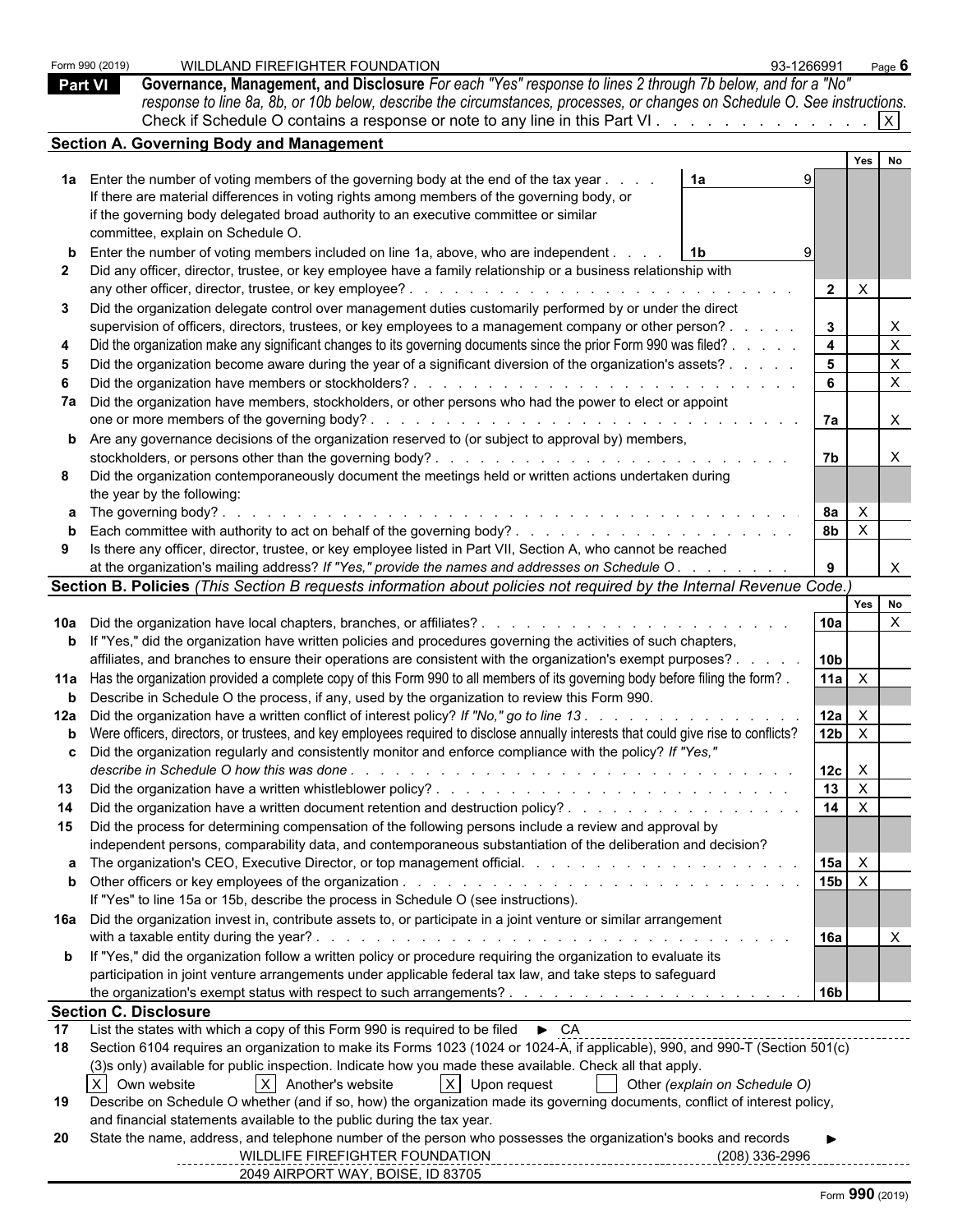Form 990 (2019) WILDLAND FIREFIGHTER FOUNDATION 93-1266991

## Part VI Governance, Management, and Disclosure

*For each "Yes" response to lines 2 through 7b below, and for a "No" response to line 8a, 8b, or 10b below, describe the circumstances, processes, or changes on Schedule O. See instructions.*

Check if Schedule O contains a response or note to any line in this Part VI . . . . . . . . . . . . . [X]

### Section A. Governing Body and Management

| | | | | Yes | No |
|---|---|---|---|---|---|
| 1a | Enter the number of voting members of the governing body at the end of the tax year . . . . If there are material differences in voting rights among members of the governing body, or if the governing body delegated broad authority to an executive committee or similar committee, explain on Schedule O. | 1a 9 | | | |
| b | Enter the number of voting members included on line 1a, above, who are independent . . . . | 1b 9 | | | |
| 2 | Did any officer, director, trustee, or key employee have a family relationship or a business relationship with any other officer, director, trustee, or key employee? . . . | | 2 | X | |
| 3 | Did the organization delegate control over management duties customarily performed by or under the direct supervision of officers, directors, trustees, or key employees to a management company or other person? . . . . . | | 3 | | X |
| 4 | Did the organization make any significant changes to its governing documents since the prior Form 990 was filed? . . . . . | | 4 | | X |
| 5 | Did the organization become aware during the year of a significant diversion of the organization's assets? . . . . . | | 5 | | X |
| 6 | Did the organization have members or stockholders? . . . | | 6 | | X |
| 7a | Did the organization have members, stockholders, or other persons who had the power to elect or appoint one or more members of the governing body? . . . | | 7a | | X |
| b | Are any governance decisions of the organization reserved to (or subject to approval by) members, stockholders, or persons other than the governing body? . . . | | 7b | | X |
| 8 | Did the organization contemporaneously document the meetings held or written actions undertaken during the year by the following: | | | | |
| a | The governing body? . . . | | 8a | X | |
| b | Each committee with authority to act on behalf of the governing body? . . . | | 8b | X | |
| 9 | Is there any officer, director, trustee, or key employee listed in Part VII, Section A, who cannot be reached at the organization's mailing address? *If "Yes," provide the names and addresses on Schedule O* . . . | | 9 | | X |

### Section B. Policies *(This Section B requests information about policies not required by the Internal Revenue Code.)*

| | | | Yes | No |
|---|---|---|---|---|
| 10a | Did the organization have local chapters, branches, or affiliates? . . . | 10a | | X |
| b | If "Yes," did the organization have written policies and procedures governing the activities of such chapters, affiliates, and branches to ensure their operations are consistent with the organization's exempt purposes? . . . | 10b | | |
| 11a | Has the organization provided a complete copy of this Form 990 to all members of its governing body before filing the form? . | 11a | X | |
| b | Describe in Schedule O the process, if any, used by the organization to review this Form 990. | | | |
| 12a | Did the organization have a written conflict of interest policy? *If "No," go to line 13* . . . | 12a | X | |
| b | Were officers, directors, or trustees, and key employees required to disclose annually interests that could give rise to conflicts? | 12b | X | |
| c | Did the organization regularly and consistently monitor and enforce compliance with the policy? *If "Yes," describe in Schedule O how this was done* . . . | 12c | X | |
| 13 | Did the organization have a written whistleblower policy? . . . | 13 | X | |
| 14 | Did the organization have a written document retention and destruction policy? . . . | 14 | X | |
| 15 | Did the process for determining compensation of the following persons include a review and approval by independent persons, comparability data, and contemporaneous substantiation of the deliberation and decision? | | | |
| a | The organization's CEO, Executive Director, or top management official. . . . | 15a | X | |
| b | Other officers or key employees of the organization . . . If "Yes" to line 15a or 15b, describe the process in Schedule O (see instructions). | 15b | X | |
| 16a | Did the organization invest in, contribute assets to, or participate in a joint venture or similar arrangement with a taxable entity during the year? . . . | 16a | | X |
| b | If "Yes," did the organization follow a written policy or procedure requiring the organization to evaluate its participation in joint venture arrangements under applicable federal tax law, and take steps to safeguard the organization's exempt status with respect to such arrangements? . . . | 16b | | |

### Section C. Disclosure

**17** List the states with which a copy of this Form 990 is required to be filed ► CA

**18** Section 6104 requires an organization to make its Forms 1023 (1024 or 1024-A, if applicable), 990, and 990-T (Section 501(c)(3)s only) available for public inspection. Indicate how you made these available. Check all that apply.

[X] Own website [X] Another's website [X] Upon request [ ] Other *(explain on Schedule O)*

**19** Describe on Schedule O whether (and if so, how) the organization made its governing documents, conflict of interest policy, and financial statements available to the public during the tax year.

**20** State the name, address, and telephone number of the person who possesses the organization's books and records ►

WILDLIFE FIREFIGHTER FOUNDATION (208) 336-2996
2049 AIRPORT WAY, BOISE, ID 83705

Form 990 (2019)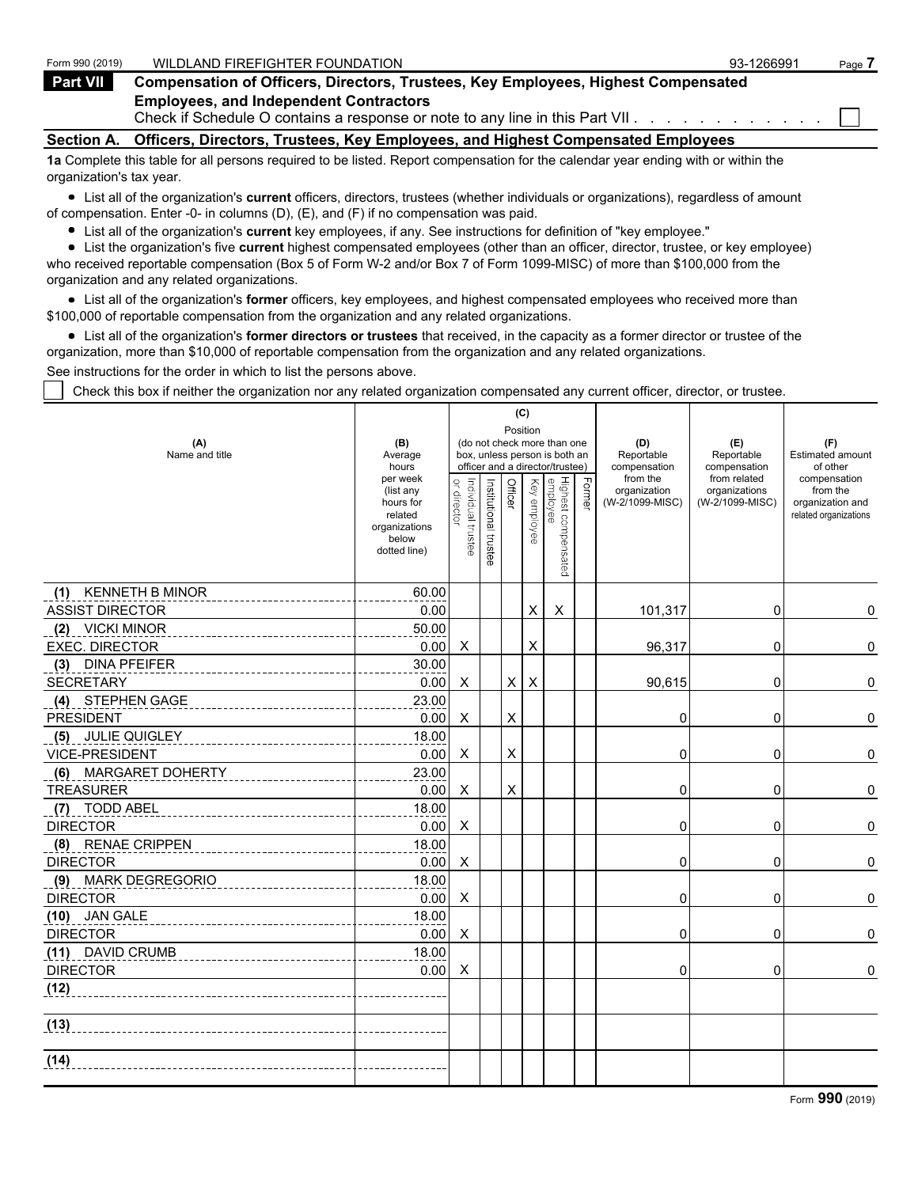Form 990 (2019) WILDLAND FIREFIGHTER FOUNDATION 93-1266991

## Part VII Compensation of Officers, Directors, Trustees, Key Employees, Highest Compensated Employees, and Independent Contractors

Check if Schedule O contains a response or note to any line in this Part VII . . . . . . . . . . . . ☐

### Section A. Officers, Directors, Trustees, Key Employees, and Highest Compensated Employees

**1a** Complete this table for all persons required to be listed. Report compensation for the calendar year ending with or within the organization's tax year.

- List all of the organization's **current** officers, directors, trustees (whether individuals or organizations), regardless of amount of compensation. Enter -0- in columns (D), (E), and (F) if no compensation was paid.
- List all of the organization's **current** key employees, if any. See instructions for definition of "key employee."
- List the organization's five **current** highest compensated employees (other than an officer, director, trustee, or key employee) who received reportable compensation (Box 5 of Form W-2 and/or Box 7 of Form 1099-MISC) of more than $100,000 from the organization and any related organizations.
- List all of the organization's **former** officers, key employees, and highest compensated employees who received more than $100,000 of reportable compensation from the organization and any related organizations.
- List all of the organization's **former directors or trustees** that received, in the capacity as a former director or trustee of the organization, more than $10,000 of reportable compensation from the organization and any related organizations.

See instructions for the order in which to list the persons above.

☐ Check this box if neither the organization nor any related organization compensated any current officer, director, or trustee.

| (A) Name and title | (B) Average hours per week (list any hours for related organizations below dotted line) | (C) Position: Individual trustee or director | Institutional trustee | Officer | Key employee | Highest compensated employee | Former | (D) Reportable compensation from the organization (W-2/1099-MISC) | (E) Reportable compensation from related organizations (W-2/1099-MISC) | (F) Estimated amount of other compensation from the organization and related organizations |
|---|---|---|---|---|---|---|---|---|---|---|
| (1) KENNETH B MINOR<br>ASSIST DIRECTOR | 60.00<br>0.00 | | | | X | X | | 101,317 | 0 | 0 |
| (2) VICKI MINOR<br>EXEC. DIRECTOR | 50.00<br>0.00 | X | | | X | | | 96,317 | 0 | 0 |
| (3) DINA PFEIFER<br>SECRETARY | 30.00<br>0.00 | X | | X | X | | | 90,615 | 0 | 0 |
| (4) STEPHEN GAGE<br>PRESIDENT | 23.00<br>0.00 | X | | X | | | | 0 | 0 | 0 |
| (5) JULIE QUIGLEY<br>VICE-PRESIDENT | 18.00<br>0.00 | X | | X | | | | 0 | 0 | 0 |
| (6) MARGARET DOHERTY<br>TREASURER | 23.00<br>0.00 | X | | X | | | | 0 | 0 | 0 |
| (7) TODD ABEL<br>DIRECTOR | 18.00<br>0.00 | X | | | | | | 0 | 0 | 0 |
| (8) RENAE CRIPPEN<br>DIRECTOR | 18.00<br>0.00 | X | | | | | | 0 | 0 | 0 |
| (9) MARK DEGREGORIO<br>DIRECTOR | 18.00<br>0.00 | X | | | | | | 0 | 0 | 0 |
| (10) JAN GALE<br>DIRECTOR | 18.00<br>0.00 | X | | | | | | 0 | 0 | 0 |
| (11) DAVID CRUMB<br>DIRECTOR | 18.00<br>0.00 | X | | | | | | 0 | 0 | 0 |
| (12) | | | | | | | | | | |
| (13) | | | | | | | | | | |
| (14) | | | | | | | | | | |

Form **990** (2019)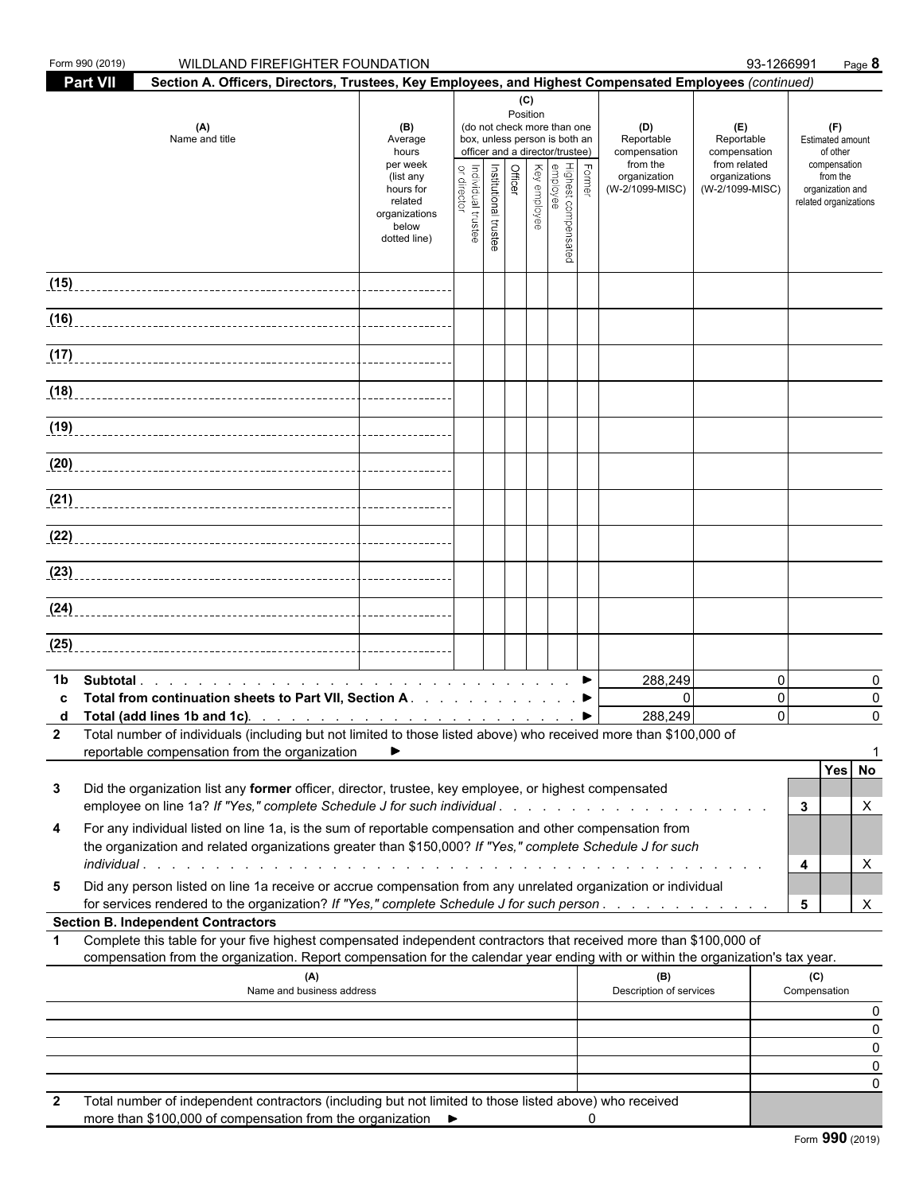Form 990 (2019) WILDLAND FIREFIGHTER FOUNDATION 93-1266991

## Part VII Section A. Officers, Directors, Trustees, Key Employees, and Highest Compensated Employees *(continued)*

| (A) Name and title | (B) Average hours per week (list any hours for related organizations below dotted line) | (C) Position (do not check more than one box, unless person is both an officer and a director/trustee): Individual trustee or director | Institutional trustee | Officer | Key employee | Highest compensated employee | Former | (D) Reportable compensation from the organization (W-2/1099-MISC) | (E) Reportable compensation from related organizations (W-2/1099-MISC) | (F) Estimated amount of other compensation from the organization and related organizations |
|---|---|---|---|---|---|---|---|---|---|---|
| (15) | | | | | | | | | | |
| (16) | | | | | | | | | | |
| (17) | | | | | | | | | | |
| (18) | | | | | | | | | | |
| (19) | | | | | | | | | | |
| (20) | | | | | | | | | | |
| (21) | | | | | | | | | | |
| (22) | | | | | | | | | | |
| (23) | | | | | | | | | | |
| (24) | | | | | | | | | | |
| (25) | | | | | | | | | | |

| | | (D) | (E) | (F) |
|---|---|---|---|---|
| **1b** | **Subtotal** ► | 288,249 | 0 | 0 |
| **c** | **Total from continuation sheets to Part VII, Section A** ► | 0 | 0 | 0 |
| **d** | **Total (add lines 1b and 1c)** ► | 288,249 | 0 | 0 |

**2** Total number of individuals (including but not limited to those listed above) who received more than $100,000 of reportable compensation from the organization ► 1

| | | | Yes | No |
|---|---|---|---|---|
| **3** | Did the organization list any **former** officer, director, trustee, key employee, or highest compensated employee on line 1a? *If "Yes," complete Schedule J for such individual* | 3 | | X |
| **4** | For any individual listed on line 1a, is the sum of reportable compensation and other compensation from the organization and related organizations greater than $150,000? *If "Yes," complete Schedule J for such individual* | 4 | | X |
| **5** | Did any person listed on line 1a receive or accrue compensation from any unrelated organization or individual for services rendered to the organization? *If "Yes," complete Schedule J for such person* | 5 | | X |

**Section B. Independent Contractors**

**1** Complete this table for your five highest compensated independent contractors that received more than $100,000 of compensation from the organization. Report compensation for the calendar year ending with or within the organization's tax year.

| (A) Name and business address | (B) Description of services | (C) Compensation |
|---|---|---|
| | | 0 |
| | | 0 |
| | | 0 |
| | | 0 |
| | | 0 |

**2** Total number of independent contractors (including but not limited to those listed above) who received more than $100,000 of compensation from the organization ► 0

Form **990** (2019)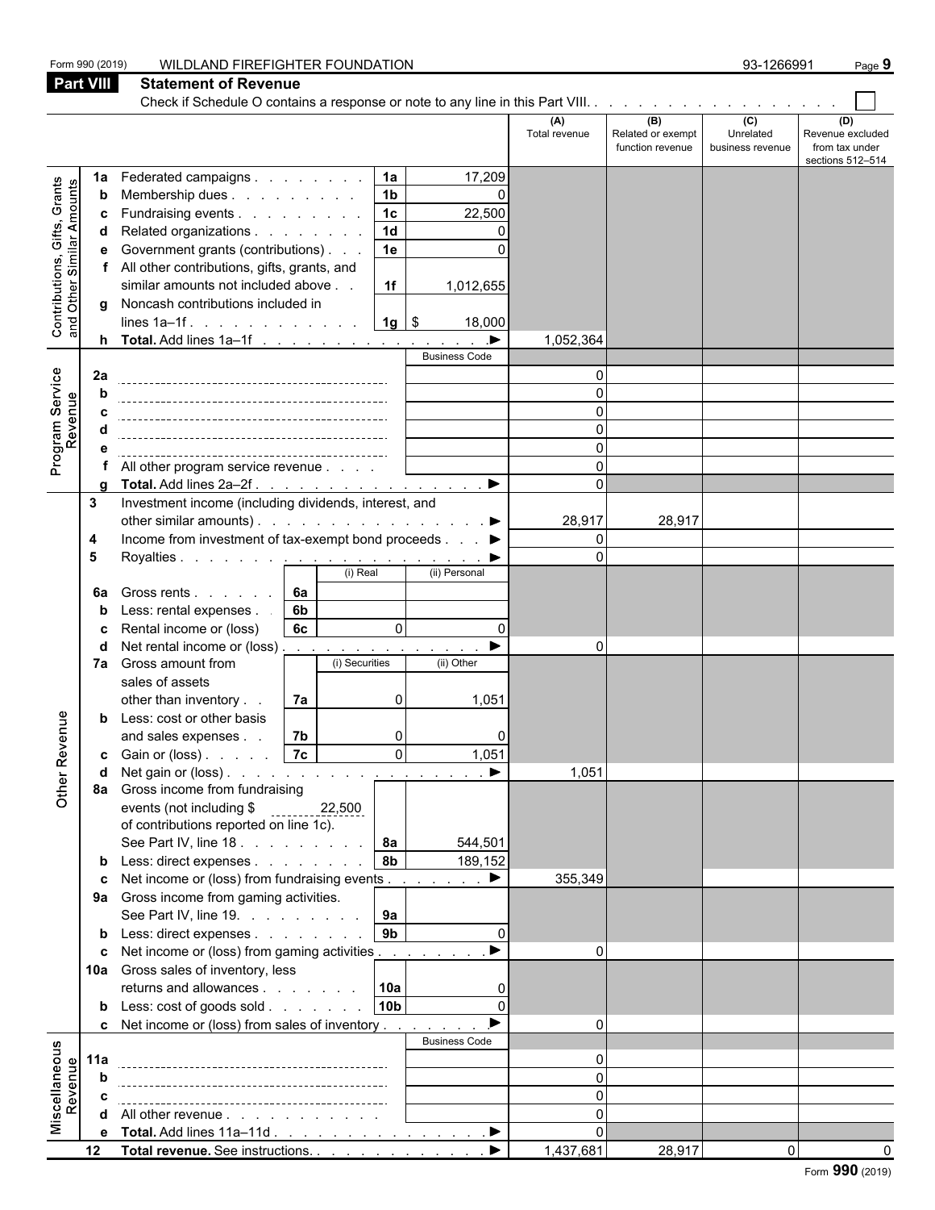Form 990 (2019) WILDLAND FIREFIGHTER FOUNDATION 93-1266991

## Part VIII Statement of Revenue

Check if Schedule O contains a response or note to any line in this Part VIII. . . . . . . . . . . . . . . . . . ☐

| | | | | (A) Total revenue | (B) Related or exempt function revenue | (C) Unrelated business revenue | (D) Revenue excluded from tax under sections 512–514 |
|---|---|---|---|---|---|---|---|
| **Contributions, Gifts, Grants and Other Similar Amounts** | 1a Federated campaigns | 1a | 17,209 | | | | |
| | b Membership dues | 1b | 0 | | | | |
| | c Fundraising events | 1c | 22,500 | | | | |
| | d Related organizations | 1d | 0 | | | | |
| | e Government grants (contributions) | 1e | 0 | | | | |
| | f All other contributions, gifts, grants, and similar amounts not included above | 1f | 1,012,655 | | | | |
| | g Noncash contributions included in lines 1a–1f | 1g | $ 18,000 | | | | |
| | h **Total.** Add lines 1a–1f | | ▶ | 1,052,364 | | | |
| **Program Service Revenue** | | | Business Code | | | | |
| | 2a | | | 0 | | | |
| | b | | | 0 | | | |
| | c | | | 0 | | | |
| | d | | | 0 | | | |
| | e | | | 0 | | | |
| | f All other program service revenue | | | 0 | | | |
| | g **Total.** Add lines 2a–2f | | ▶ | 0 | | | |
| **Other Revenue** | 3 Investment income (including dividends, interest, and other similar amounts) | | ▶ | 28,917 | 28,917 | | |
| | 4 Income from investment of tax-exempt bond proceeds | | ▶ | 0 | | | |
| | 5 Royalties | | ▶ | 0 | | | |
| | | (i) Real | (ii) Personal | | | | |
| | 6a Gross rents — 6a | | | | | | |
| | b Less: rental expenses — 6b | | | | | | |
| | c Rental income or (loss) — 6c | 0 | 0 | | | | |
| | d Net rental income or (loss) | | ▶ | 0 | | | |
| | | (i) Securities | (ii) Other | | | | |
| | 7a Gross amount from sales of assets other than inventory — 7a | 0 | 1,051 | | | | |
| | b Less: cost or other basis and sales expenses — 7b | 0 | 0 | | | | |
| | c Gain or (loss) — 7c | 0 | 1,051 | | | | |
| | d Net gain or (loss) | | ▶ | 1,051 | | | |
| | 8a Gross income from fundraising events (not including $ 22,500 of contributions reported on line 1c). See Part IV, line 18 | 8a | 544,501 | | | | |
| | b Less: direct expenses | 8b | 189,152 | | | | |
| | c Net income or (loss) from fundraising events | | ▶ | 355,349 | | | |
| | 9a Gross income from gaming activities. See Part IV, line 19. | 9a | | | | | |
| | b Less: direct expenses | 9b | 0 | | | | |
| | c Net income or (loss) from gaming activities | | ▶ | 0 | | | |
| | 10a Gross sales of inventory, less returns and allowances | 10a | 0 | | | | |
| | b Less: cost of goods sold | 10b | 0 | | | | |
| | c Net income or (loss) from sales of inventory | | ▶ | 0 | | | |
| **Miscellaneous Revenue** | | | Business Code | | | | |
| | 11a | | | 0 | | | |
| | b | | | 0 | | | |
| | c | | | 0 | | | |
| | d All other revenue | | | 0 | | | |
| | e **Total.** Add lines 11a–11d | | ▶ | 0 | | | |
| | 12 **Total revenue.** See instructions. | | ▶ | 1,437,681 | 28,917 | 0 | 0 |

Form **990** (2019)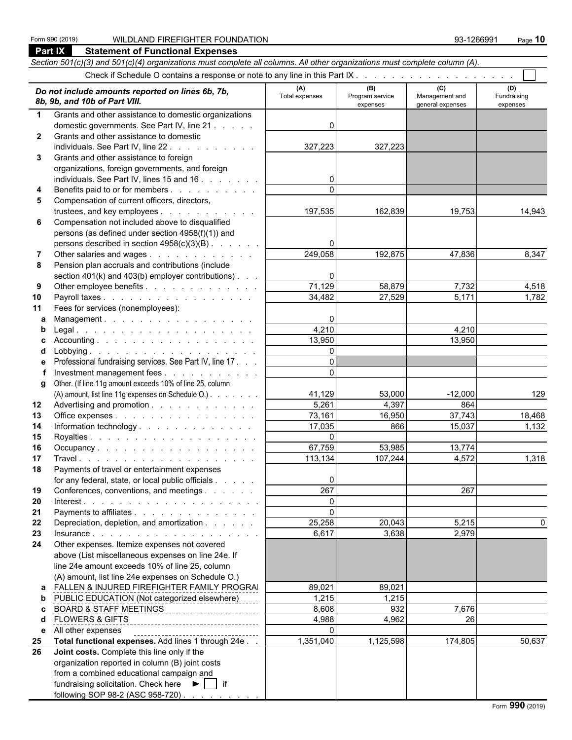Form 990 (2019) WILDLAND FIREFIGHTER FOUNDATION 93-1266991

## Part IX Statement of Functional Expenses

*Section 501(c)(3) and 501(c)(4) organizations must complete all columns. All other organizations must complete column (A).*

Check if Schedule O contains a response or note to any line in this Part IX . . . . . . . . . . . . . . . . . . . . ☐

| *Do not include amounts reported on lines 6b, 7b, 8b, 9b, and 10b of Part VIII.* | (A) Total expenses | (B) Program service expenses | (C) Management and general expenses | (D) Fundraising expenses |
|---|---|---|---|---|
| **1** Grants and other assistance to domestic organizations domestic governments. See Part IV, line 21 | 0 | | | |
| **2** Grants and other assistance to domestic individuals. See Part IV, line 22 | 327,223 | 327,223 | | |
| **3** Grants and other assistance to foreign organizations, foreign governments, and foreign individuals. See Part IV, lines 15 and 16 | 0 | | | |
| **4** Benefits paid to or for members | 0 | | | |
| **5** Compensation of current officers, directors, trustees, and key employees | 197,535 | 162,839 | 19,753 | 14,943 |
| **6** Compensation not included above to disqualified persons (as defined under section 4958(f)(1)) and persons described in section 4958(c)(3)(B) | 0 | | | |
| **7** Other salaries and wages | 249,058 | 192,875 | 47,836 | 8,347 |
| **8** Pension plan accruals and contributions (include section 401(k) and 403(b) employer contributions) | 0 | | | |
| **9** Other employee benefits | 71,129 | 58,879 | 7,732 | 4,518 |
| **10** Payroll taxes | 34,482 | 27,529 | 5,171 | 1,782 |
| **11** Fees for services (nonemployees): | | | | |
| **a** Management | 0 | | | |
| **b** Legal | 4,210 | | 4,210 | |
| **c** Accounting | 13,950 | | 13,950 | |
| **d** Lobbying | 0 | | | |
| **e** Professional fundraising services. See Part IV, line 17 | 0 | | | |
| **f** Investment management fees | 0 | | | |
| **g** Other. (If line 11g amount exceeds 10% of line 25, column (A) amount, list line 11g expenses on Schedule O.) | 41,129 | 53,000 | -12,000 | 129 |
| **12** Advertising and promotion | 5,261 | 4,397 | 864 | |
| **13** Office expenses | 73,161 | 16,950 | 37,743 | 18,468 |
| **14** Information technology | 17,035 | 866 | 15,037 | 1,132 |
| **15** Royalties | 0 | | | |
| **16** Occupancy | 67,759 | 53,985 | 13,774 | |
| **17** Travel | 113,134 | 107,244 | 4,572 | 1,318 |
| **18** Payments of travel or entertainment expenses for any federal, state, or local public officials | 0 | | | |
| **19** Conferences, conventions, and meetings | 267 | | 267 | |
| **20** Interest | 0 | | | |
| **21** Payments to affiliates | 0 | | | |
| **22** Depreciation, depletion, and amortization | 25,258 | 20,043 | 5,215 | 0 |
| **23** Insurance | 6,617 | 3,638 | 2,979 | |
| **24** Other expenses. Itemize expenses not covered above (List miscellaneous expenses on line 24e. If line 24e amount exceeds 10% of line 25, column (A) amount, list line 24e expenses on Schedule O.) | | | | |
| **a** FALLEN & INJURED FIREFIGHTER FAMILY PROGRAI | 89,021 | 89,021 | | |
| **b** PUBLIC EDUCATION (Not categorized elsewhere) | 1,215 | 1,215 | | |
| **c** BOARD & STAFF MEETINGS | 8,608 | 932 | 7,676 | |
| **d** FLOWERS & GIFTS | 4,988 | 4,962 | 26 | |
| **e** All other expenses | 0 | | | |
| **25** **Total functional expenses.** Add lines 1 through 24e | 1,351,040 | 1,125,598 | 174,805 | 50,637 |
| **26** **Joint costs.** Complete this line only if the organization reported in column (B) joint costs from a combined educational campaign and fundraising solicitation. Check here ► ☐ if following SOP 98-2 (ASC 958-720) | | | | |

Form **990** (2019)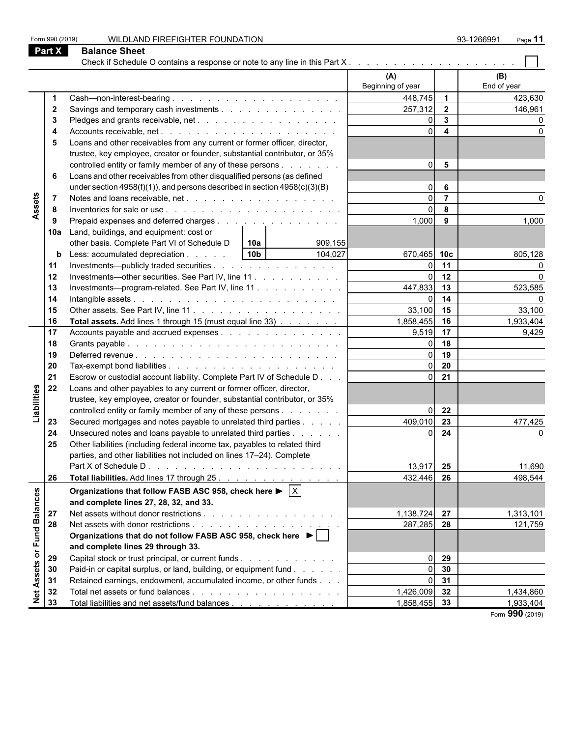Form 990 (2019) WILDLAND FIREFIGHTER FOUNDATION 93-1266991

## Part X Balance Sheet

Check if Schedule O contains a response or note to any line in this Part X . . . . . . . . . . . . . . . . . . . . ☐

| Section | Line | Description | | | (A) Beginning of year | | (B) End of year |
|---|---|---|---|---|---|---|---|
| Assets | 1 | Cash—non-interest-bearing | | | 448,745 | 1 | 423,630 |
| | 2 | Savings and temporary cash investments | | | 257,312 | 2 | 146,961 |
| | 3 | Pledges and grants receivable, net | | | 0 | 3 | 0 |
| | 4 | Accounts receivable, net | | | 0 | 4 | 0 |
| | 5 | Loans and other receivables from any current or former officer, director, trustee, key employee, creator or founder, substantial contributor, or 35% controlled entity or family member of any of these persons | | | 0 | 5 | |
| | 6 | Loans and other receivables from other disqualified persons (as defined under section 4958(f)(1)), and persons described in section 4958(c)(3)(B) | | | 0 | 6 | |
| | 7 | Notes and loans receivable, net | | | 0 | 7 | 0 |
| | 8 | Inventories for sale or use | | | 0 | 8 | |
| | 9 | Prepaid expenses and deferred charges | | | 1,000 | 9 | 1,000 |
| | 10a | Land, buildings, and equipment: cost or other basis. Complete Part VI of Schedule D | 10a | 909,155 | | | |
| | b | Less: accumulated depreciation | 10b | 104,027 | 670,465 | 10c | 805,128 |
| | 11 | Investments—publicly traded securities | | | 0 | 11 | 0 |
| | 12 | Investments—other securities. See Part IV, line 11 | | | 0 | 12 | 0 |
| | 13 | Investments—program-related. See Part IV, line 11 | | | 447,833 | 13 | 523,585 |
| | 14 | Intangible assets | | | 0 | 14 | 0 |
| | 15 | Other assets. See Part IV, line 11 | | | 33,100 | 15 | 33,100 |
| | 16 | **Total assets.** Add lines 1 through 15 (must equal line 33) | | | 1,858,455 | 16 | 1,933,404 |
| Liabilities | 17 | Accounts payable and accrued expenses | | | 9,519 | 17 | 9,429 |
| | 18 | Grants payable | | | 0 | 18 | |
| | 19 | Deferred revenue | | | 0 | 19 | |
| | 20 | Tax-exempt bond liabilities | | | 0 | 20 | |
| | 21 | Escrow or custodial account liability. Complete Part IV of Schedule D | | | 0 | 21 | |
| | 22 | Loans and other payables to any current or former officer, director, trustee, key employee, creator or founder, substantial contributor, or 35% controlled entity or family member of any of these persons | | | 0 | 22 | |
| | 23 | Secured mortgages and notes payable to unrelated third parties | | | 409,010 | 23 | 477,425 |
| | 24 | Unsecured notes and loans payable to unrelated third parties | | | 0 | 24 | 0 |
| | 25 | Other liabilities (including federal income tax, payables to related third parties, and other liabilities not included on lines 17–24). Complete Part X of Schedule D | | | 13,917 | 25 | 11,690 |
| | 26 | **Total liabilities.** Add lines 17 through 25 | | | 432,446 | 26 | 498,544 |
| Net Assets or Fund Balances | | **Organizations that follow FASB ASC 958, check here ▶ ☒ and complete lines 27, 28, 32, and 33.** | | | | | |
| | 27 | Net assets without donor restrictions | | | 1,138,724 | 27 | 1,313,101 |
| | 28 | Net assets with donor restrictions | | | 287,285 | 28 | 121,759 |
| | | **Organizations that do not follow FASB ASC 958, check here ▶ ☐ and complete lines 29 through 33.** | | | | | |
| | 29 | Capital stock or trust principal, or current funds | | | 0 | 29 | |
| | 30 | Paid-in or capital surplus, or land, building, or equipment fund | | | 0 | 30 | |
| | 31 | Retained earnings, endowment, accumulated income, or other funds | | | 0 | 31 | |
| | 32 | Total net assets or fund balances | | | 1,426,009 | 32 | 1,434,860 |
| | 33 | Total liabilities and net assets/fund balances | | | 1,858,455 | 33 | 1,933,404 |

Form **990** (2019)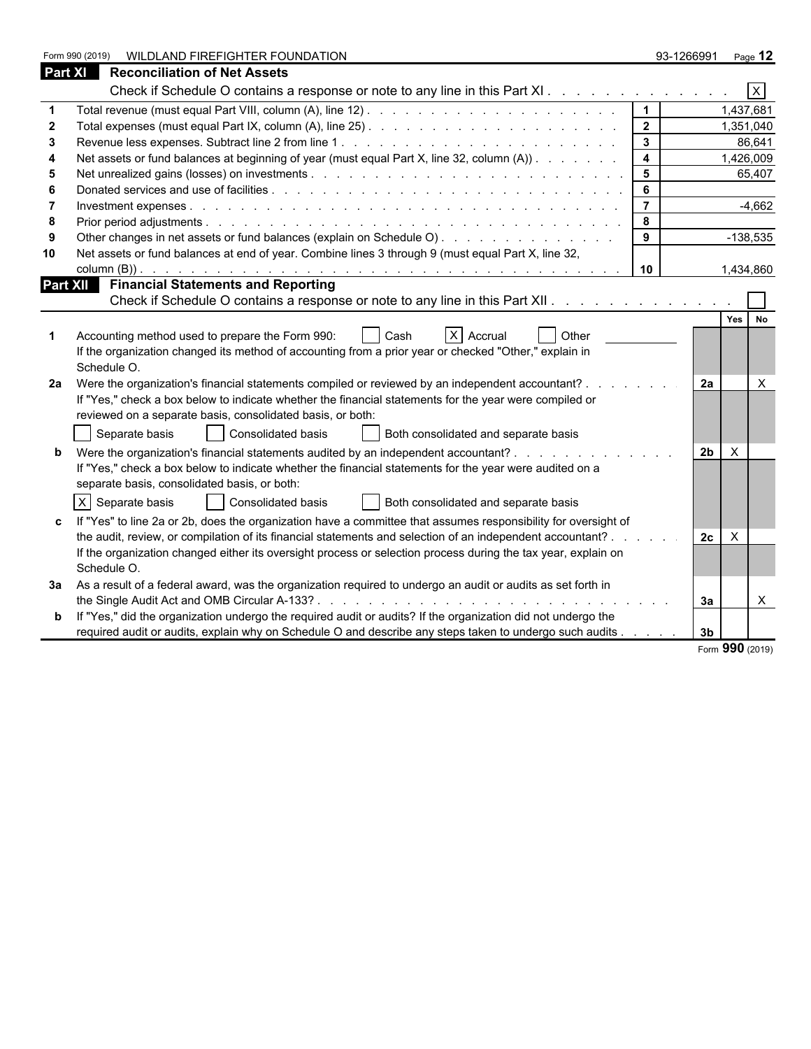Form 990 (2019) WILDLAND FIREFIGHTER FOUNDATION 93-1266991

## Part XI Reconciliation of Net Assets

Check if Schedule O contains a response or note to any line in this Part XI . . . . . . . . . . . . . [X]

| | | | |
|---|---|---|---|
| 1 | Total revenue (must equal Part VIII, column (A), line 12) | 1 | 1,437,681 |
| 2 | Total expenses (must equal Part IX, column (A), line 25) | 2 | 1,351,040 |
| 3 | Revenue less expenses. Subtract line 2 from line 1 | 3 | 86,641 |
| 4 | Net assets or fund balances at beginning of year (must equal Part X, line 32, column (A)) | 4 | 1,426,009 |
| 5 | Net unrealized gains (losses) on investments | 5 | 65,407 |
| 6 | Donated services and use of facilities | 6 | |
| 7 | Investment expenses | 7 | -4,662 |
| 8 | Prior period adjustments | 8 | |
| 9 | Other changes in net assets or fund balances (explain on Schedule O) | 9 | -138,535 |
| 10 | Net assets or fund balances at end of year. Combine lines 3 through 9 (must equal Part X, line 32, column (B)) | 10 | 1,434,860 |

## Part XII Financial Statements and Reporting

Check if Schedule O contains a response or note to any line in this Part XII . . . . . . . . . . . . [ ]

| | | | Yes | No |
|---|---|---|---|---|
| 1 | Accounting method used to prepare the Form 990: [ ] Cash [X] Accrual [ ] Other<br>If the organization changed its method of accounting from a prior year or checked "Other," explain in Schedule O. | | | |
| 2a | Were the organization's financial statements compiled or reviewed by an independent accountant?<br>If "Yes," check a box below to indicate whether the financial statements for the year were compiled or reviewed on a separate basis, consolidated basis, or both:<br>[ ] Separate basis [ ] Consolidated basis [ ] Both consolidated and separate basis | 2a | | X |
| b | Were the organization's financial statements audited by an independent accountant?<br>If "Yes," check a box below to indicate whether the financial statements for the year were audited on a separate basis, consolidated basis, or both:<br>[X] Separate basis [ ] Consolidated basis [ ] Both consolidated and separate basis | 2b | X | |
| c | If "Yes" to line 2a or 2b, does the organization have a committee that assumes responsibility for oversight of the audit, review, or compilation of its financial statements and selection of an independent accountant?<br>If the organization changed either its oversight process or selection process during the tax year, explain on Schedule O. | 2c | X | |
| 3a | As a result of a federal award, was the organization required to undergo an audit or audits as set forth in the Single Audit Act and OMB Circular A-133? | 3a | | X |
| b | If "Yes," did the organization undergo the required audit or audits? If the organization did not undergo the required audit or audits, explain why on Schedule O and describe any steps taken to undergo such audits | 3b | | |

Form **990** (2019)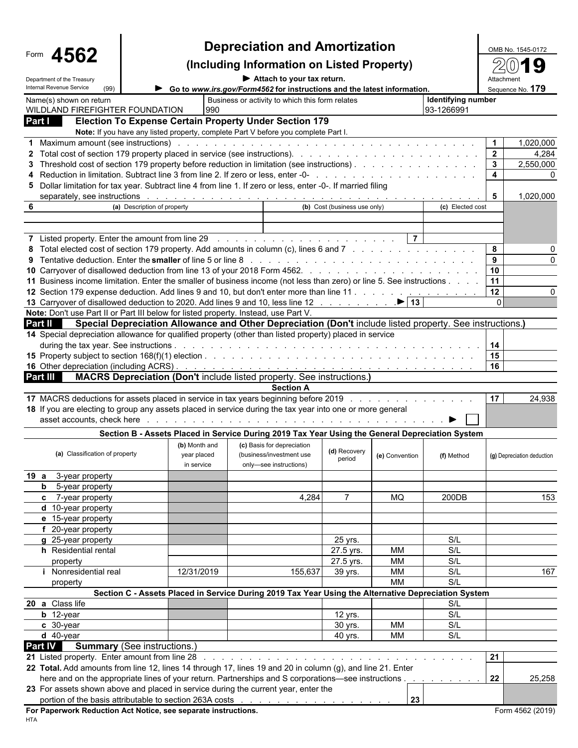Form **4562**

Department of the Treasury
Internal Revenue Service (99)

# Depreciation and Amortization
## (Including Information on Listed Property)

▶ Attach to your tax return.
▶ Go to *www.irs.gov/Form4562* for instructions and the latest information.

OMB No. 1545-0172
2019
Attachment Sequence No. **179**

| Name(s) shown on return | Business or activity to which this form relates | Identifying number |
|---|---|---|
| WILDLAND FIREFIGHTER FOUNDATION | 990 | 93-1266991 |

## Part I Election To Expense Certain Property Under Section 179

**Note:** If you have any listed property, complete Part V before you complete Part I.

| Line | Description | No. | Amount |
|---|---|---|---|
| 1 | Maximum amount (see instructions) | 1 | 1,020,000 |
| 2 | Total cost of section 179 property placed in service (see instructions) | 2 | 4,284 |
| 3 | Threshold cost of section 179 property before reduction in limitation (see instructions) | 3 | 2,550,000 |
| 4 | Reduction in limitation. Subtract line 3 from line 2. If zero or less, enter -0- | 4 | 0 |
| 5 | Dollar limitation for tax year. Subtract line 4 from line 1. If zero or less, enter -0-. If married filing separately, see instructions | 5 | 1,020,000 |

| 6 | (a) Description of property | (b) Cost (business use only) | (c) Elected cost |
|---|---|---|---|
| | | | |
| | | | |
| 7 | Listed property. Enter the amount from line 29 | 7 | |

| Line | Description | No. | Amount |
|---|---|---|---|
| 8 | Total elected cost of section 179 property. Add amounts in column (c), lines 6 and 7 | 8 | 0 |
| 9 | Tentative deduction. Enter the **smaller** of line 5 or line 8 | 9 | 0 |
| 10 | Carryover of disallowed deduction from line 13 of your 2018 Form 4562 | 10 | |
| 11 | Business income limitation. Enter the smaller of business income (not less than zero) or line 5. See instructions | 11 | |
| 12 | Section 179 expense deduction. Add lines 9 and 10, but don't enter more than line 11 | 12 | 0 |
| 13 | Carryover of disallowed deduction to 2020. Add lines 9 and 10, less line 12 ▶ | 13 | 0 |

**Note:** Don't use Part II or Part III below for listed property. Instead, use Part V.

## Part II Special Depreciation Allowance and Other Depreciation (Don't include listed property. See instructions.)

| Line | Description | No. | Amount |
|---|---|---|---|
| 14 | Special depreciation allowance for qualified property (other than listed property) placed in service during the tax year. See instructions | 14 | |
| 15 | Property subject to section 168(f)(1) election | 15 | |
| 16 | Other depreciation (including ACRS) | 16 | |

## Part III MACRS Depreciation (Don't include listed property. See instructions.)

### Section A

| Line | Description | No. | Amount |
|---|---|---|---|
| 17 | MACRS deductions for assets placed in service in tax years beginning before 2019 | 17 | 24,938 |
| 18 | If you are electing to group any assets placed in service during the tax year into one or more general asset accounts, check here ▶ ☐ | | |

### Section B - Assets Placed in Service During 2019 Tax Year Using the General Depreciation System

| (a) Classification of property | (b) Month and year placed in service | (c) Basis for depreciation (business/investment use only—see instructions) | (d) Recovery period | (e) Convention | (f) Method | (g) Depreciation deduction |
|---|---|---|---|---|---|---|
| 19 a 3-year property | | | | | | |
| b 5-year property | | | | | | |
| c 7-year property | | 4,284 | 7 | MQ | 200DB | 153 |
| d 10-year property | | | | | | |
| e 15-year property | | | | | | |
| f 20-year property | | | | | | |
| g 25-year property | | | 25 yrs. | | S/L | |
| h Residential rental property | | | 27.5 yrs. | MM | S/L | |
| | | | 27.5 yrs. | MM | S/L | |
| i Nonresidential real property | 12/31/2019 | 155,637 | 39 yrs. | MM | S/L | 167 |
| | | | | MM | S/L | |

### Section C - Assets Placed in Service During 2019 Tax Year Using the Alternative Depreciation System

| (a) Classification of property | (b) Month and year placed in service | (c) Basis for depreciation | (d) Recovery period | (e) Convention | (f) Method | (g) Depreciation deduction |
|---|---|---|---|---|---|---|
| 20 a Class life | | | | | S/L | |
| b 12-year | | | 12 yrs. | | S/L | |
| c 30-year | | | 30 yrs. | MM | S/L | |
| d 40-year | | | 40 yrs. | MM | S/L | |

## Part IV Summary (See instructions.)

| Line | Description | No. | Amount |
|---|---|---|---|
| 21 | Listed property. Enter amount from line 28 | 21 | |
| 22 | **Total.** Add amounts from line 12, lines 14 through 17, lines 19 and 20 in column (g), and line 21. Enter here and on the appropriate lines of your return. Partnerships and S corporations—see instructions | 22 | 25,258 |
| 23 | For assets shown above and placed in service during the current year, enter the portion of the basis attributable to section 263A costs | 23 | |

**For Paperwork Reduction Act Notice, see separate instructions.**

HTA

Form 4562 (2019)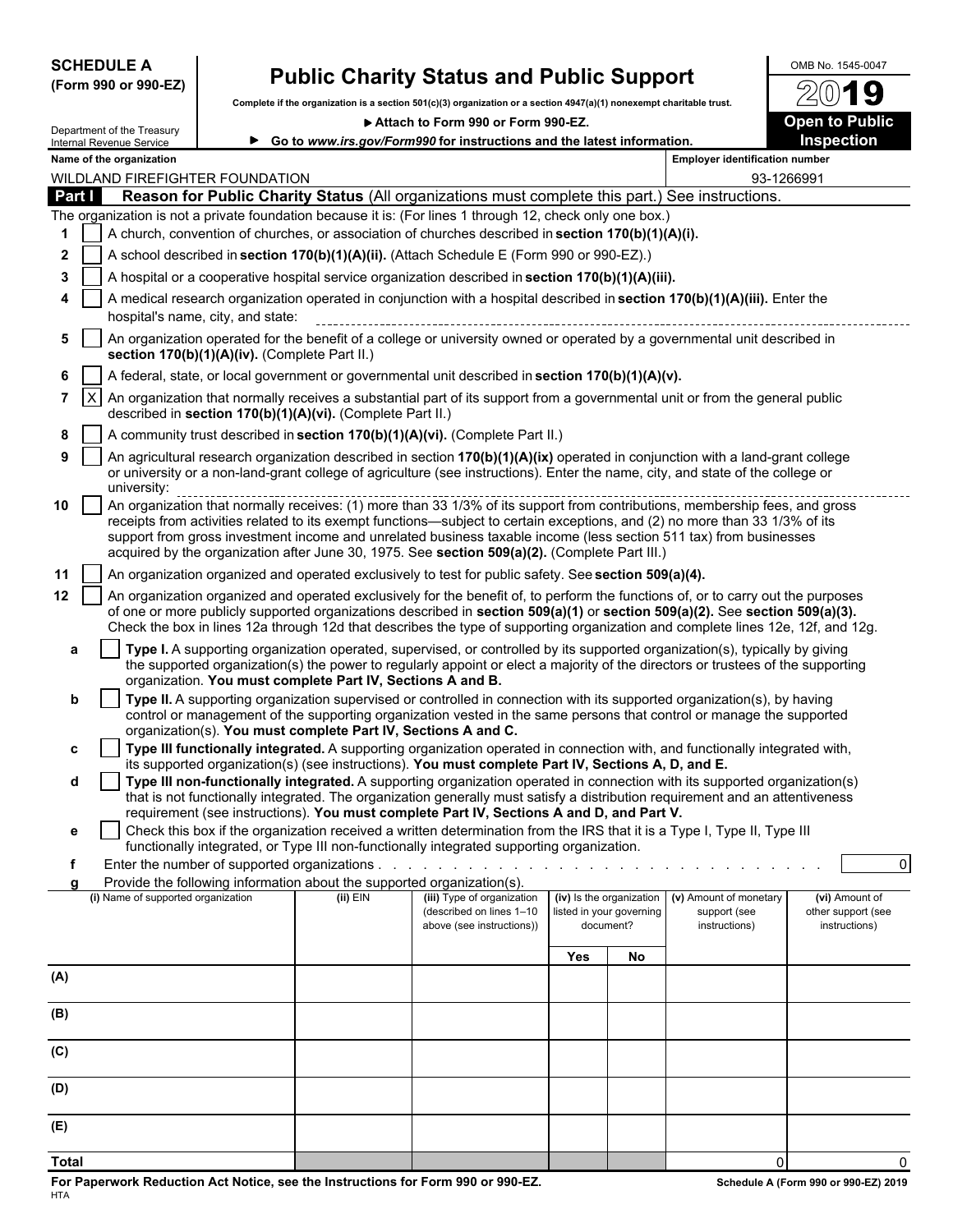**SCHEDULE A**
**(Form 990 or 990-EZ)**

Department of the Treasury
Internal Revenue Service

# Public Charity Status and Public Support

**Complete if the organization is a section 501(c)(3) organization or a section 4947(a)(1) nonexempt charitable trust.**

▶ **Attach to Form 990 or Form 990-EZ.**

▶ **Go to *www.irs.gov/Form990* for instructions and the latest information.**

OMB No. 1545-0047

**2019**

**Open to Public Inspection**

**Name of the organization**
WILDLAND FIREFIGHTER FOUNDATION

**Employer identification number**
93-1266991

## Part I Reason for Public Charity Status (All organizations must complete this part.) See instructions.

The organization is not a private foundation because it is: (For lines 1 through 12, check only one box.)

1. [ ] A church, convention of churches, or association of churches described in **section 170(b)(1)(A)(i).**
2. [ ] A school described in **section 170(b)(1)(A)(ii).** (Attach Schedule E (Form 990 or 990-EZ).)
3. [ ] A hospital or a cooperative hospital service organization described in **section 170(b)(1)(A)(iii).**
4. [ ] A medical research organization operated in conjunction with a hospital described in **section 170(b)(1)(A)(iii).** Enter the hospital's name, city, and state:
5. [ ] An organization operated for the benefit of a college or university owned or operated by a governmental unit described in **section 170(b)(1)(A)(iv).** (Complete Part II.)
6. [ ] A federal, state, or local government or governmental unit described in **section 170(b)(1)(A)(v).**
7. [X] An organization that normally receives a substantial part of its support from a governmental unit or from the general public described in **section 170(b)(1)(A)(vi).** (Complete Part II.)
8. [ ] A community trust described in **section 170(b)(1)(A)(vi).** (Complete Part II.)
9. [ ] An agricultural research organization described in section **170(b)(1)(A)(ix)** operated in conjunction with a land-grant college or university or a non-land-grant college of agriculture (see instructions). Enter the name, city, and state of the college or university:
10. [ ] An organization that normally receives: (1) more than 33 1/3% of its support from contributions, membership fees, and gross receipts from activities related to its exempt functions—subject to certain exceptions, and (2) no more than 33 1/3% of its support from gross investment income and unrelated business taxable income (less section 511 tax) from businesses acquired by the organization after June 30, 1975. See **section 509(a)(2).** (Complete Part III.)
11. [ ] An organization organized and operated exclusively to test for public safety. See **section 509(a)(4).**
12. [ ] An organization organized and operated exclusively for the benefit of, to perform the functions of, or to carry out the purposes of one or more publicly supported organizations described in **section 509(a)(1)** or **section 509(a)(2).** See **section 509(a)(3).** Check the box in lines 12a through 12d that describes the type of supporting organization and complete lines 12e, 12f, and 12g.
   - **a** [ ] **Type I.** A supporting organization operated, supervised, or controlled by its supported organization(s), typically by giving the supported organization(s) the power to regularly appoint or elect a majority of the directors or trustees of the supporting organization. **You must complete Part IV, Sections A and B.**
   - **b** [ ] **Type II.** A supporting organization supervised or controlled in connection with its supported organization(s), by having control or management of the supporting organization vested in the same persons that control or manage the supported organization(s). **You must complete Part IV, Sections A and C.**
   - **c** [ ] **Type III functionally integrated.** A supporting organization operated in connection with, and functionally integrated with, its supported organization(s) (see instructions). **You must complete Part IV, Sections A, D, and E.**
   - **d** [ ] **Type III non-functionally integrated.** A supporting organization operated in connection with its supported organization(s) that is not functionally integrated. The organization generally must satisfy a distribution requirement and an attentiveness requirement (see instructions). **You must complete Part IV, Sections A and D, and Part V.**
   - **e** [ ] Check this box if the organization received a written determination from the IRS that it is a Type I, Type II, Type III functionally integrated, or Type III non-functionally integrated supporting organization.
   - **f** Enter the number of supported organizations . . . . . . . . . . 0
   - **g** Provide the following information about the supported organization(s).

| (i) Name of supported organization | (ii) EIN | (iii) Type of organization (described on lines 1–10 above (see instructions)) | (iv) Is the organization listed in your governing document? | | (v) Amount of monetary support (see instructions) | (vi) Amount of other support (see instructions) |
|---|---|---|---|---|---|---|
| | | | Yes | No | | |
| (A) | | | | | | |
| (B) | | | | | | |
| (C) | | | | | | |
| (D) | | | | | | |
| (E) | | | | | | |
| **Total** | | | | | 0 | 0 |

**For Paperwork Reduction Act Notice, see the Instructions for Form 990 or 990-EZ.**
HTA

**Schedule A (Form 990 or 990-EZ) 2019**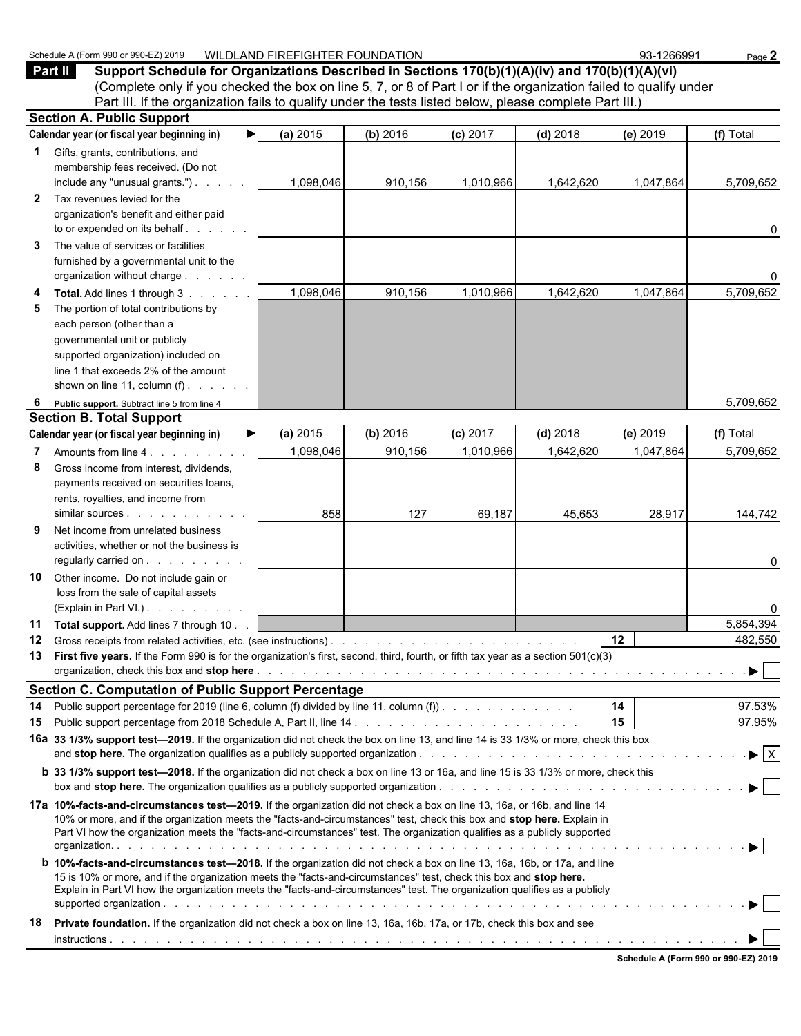Schedule A (Form 990 or 990-EZ) 2019 WILDLAND FIREFIGHTER FOUNDATION 93-1266991

**Part II** **Support Schedule for Organizations Described in Sections 170(b)(1)(A)(iv) and 170(b)(1)(A)(vi)**
(Complete only if you checked the box on line 5, 7, or 8 of Part I or if the organization failed to qualify under Part III. If the organization fails to qualify under the tests listed below, please complete Part III.)

**Section A. Public Support**

| Calendar year (or fiscal year beginning in) ▶ | (a) 2015 | (b) 2016 | (c) 2017 | (d) 2018 | (e) 2019 | (f) Total |
|---|---|---|---|---|---|---|
| **1** Gifts, grants, contributions, and membership fees received. (Do not include any "unusual grants.") | 1,098,046 | 910,156 | 1,010,966 | 1,642,620 | 1,047,864 | 5,709,652 |
| **2** Tax revenues levied for the organization's benefit and either paid to or expended on its behalf | | | | | | 0 |
| **3** The value of services or facilities furnished by a governmental unit to the organization without charge | | | | | | 0 |
| **4** **Total.** Add lines 1 through 3 | 1,098,046 | 910,156 | 1,010,966 | 1,642,620 | 1,047,864 | 5,709,652 |
| **5** The portion of total contributions by each person (other than a governmental unit or publicly supported organization) included on line 1 that exceeds 2% of the amount shown on line 11, column (f) | | | | | | |
| **6** **Public support.** Subtract line 5 from line 4 | | | | | | 5,709,652 |

**Section B. Total Support**

| Calendar year (or fiscal year beginning in) ▶ | (a) 2015 | (b) 2016 | (c) 2017 | (d) 2018 | (e) 2019 | (f) Total |
|---|---|---|---|---|---|---|
| **7** Amounts from line 4 | 1,098,046 | 910,156 | 1,010,966 | 1,642,620 | 1,047,864 | 5,709,652 |
| **8** Gross income from interest, dividends, payments received on securities loans, rents, royalties, and income from similar sources | 858 | 127 | 69,187 | 45,653 | 28,917 | 144,742 |
| **9** Net income from unrelated business activities, whether or not the business is regularly carried on | | | | | | 0 |
| **10** Other income. Do not include gain or loss from the sale of capital assets (Explain in Part VI.) | | | | | | 0 |
| **11** **Total support.** Add lines 7 through 10 | | | | | | 5,854,394 |

**12** Gross receipts from related activities, etc. (see instructions) **12** 482,550

**13** **First five years.** If the Form 990 is for the organization's first, second, third, fourth, or fifth tax year as a section 501(c)(3) organization, check this box and **stop here** ▶ ☐

**Section C. Computation of Public Support Percentage**

**14** Public support percentage for 2019 (line 6, column (f) divided by line 11, column (f)) **14** 97.53%

**15** Public support percentage from 2018 Schedule A, Part II, line 14 **15** 97.95%

**16a** **33 1/3% support test—2019.** If the organization did not check the box on line 13, and line 14 is 33 1/3% or more, check this box and **stop here.** The organization qualifies as a publicly supported organization ▶ ☒

**b** **33 1/3% support test—2018.** If the organization did not check a box on line 13 or 16a, and line 15 is 33 1/3% or more, check this box and **stop here.** The organization qualifies as a publicly supported organization ▶ ☐

**17a** **10%-facts-and-circumstances test—2019.** If the organization did not check a box on line 13, 16a, or 16b, and line 14 10% or more, and if the organization meets the "facts-and-circumstances" test, check this box and **stop here.** Explain in Part VI how the organization meets the "facts-and-circumstances" test. The organization qualifies as a publicly supported organization. ▶ ☐

**b** **10%-facts-and-circumstances test—2018.** If the organization did not check a box on line 13, 16a, 16b, or 17a, and line 15 is 10% or more, and if the organization meets the "facts-and-circumstances" test, check this box and **stop here.** Explain in Part VI how the organization meets the "facts-and-circumstances" test. The organization qualifies as a publicly supported organization ▶ ☐

**18** **Private foundation.** If the organization did not check a box on line 13, 16a, 16b, 17a, or 17b, check this box and see instructions ▶ ☐

**Schedule A (Form 990 or 990-EZ) 2019**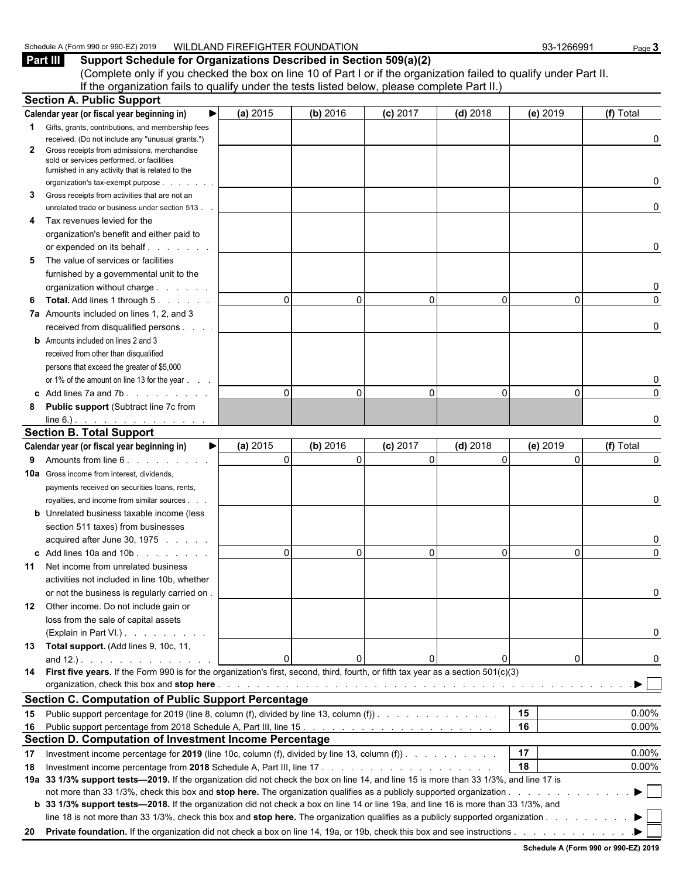Schedule A (Form 990 or 990-EZ) 2019 WILDLAND FIREFIGHTER FOUNDATION 93-1266991

## Part III Support Schedule for Organizations Described in Section 509(a)(2)

(Complete only if you checked the box on line 10 of Part I or if the organization failed to qualify under Part II. If the organization fails to qualify under the tests listed below, please complete Part II.)

### Section A. Public Support

| Calendar year (or fiscal year beginning in) ▶ | (a) 2015 | (b) 2016 | (c) 2017 | (d) 2018 | (e) 2019 | (f) Total |
|---|---|---|---|---|---|---|
| **1** Gifts, grants, contributions, and membership fees received. (Do not include any "unusual grants.") | | | | | | 0 |
| **2** Gross receipts from admissions, merchandise sold or services performed, or facilities furnished in any activity that is related to the organization's tax-exempt purpose | | | | | | 0 |
| **3** Gross receipts from activities that are not an unrelated trade or business under section 513 | | | | | | 0 |
| **4** Tax revenues levied for the organization's benefit and either paid to or expended on its behalf | | | | | | 0 |
| **5** The value of services or facilities furnished by a governmental unit to the organization without charge | | | | | | 0 |
| **6** **Total.** Add lines 1 through 5 | 0 | 0 | 0 | 0 | 0 | 0 |
| **7a** Amounts included on lines 1, 2, and 3 received from disqualified persons | | | | | | 0 |
| **b** Amounts included on lines 2 and 3 received from other than disqualified persons that exceed the greater of $5,000 or 1% of the amount on line 13 for the year | | | | | | 0 |
| **c** Add lines 7a and 7b | 0 | 0 | 0 | 0 | 0 | 0 |
| **8** **Public support** (Subtract line 7c from line 6.) | | | | | | 0 |

### Section B. Total Support

| Calendar year (or fiscal year beginning in) ▶ | (a) 2015 | (b) 2016 | (c) 2017 | (d) 2018 | (e) 2019 | (f) Total |
|---|---|---|---|---|---|---|
| **9** Amounts from line 6 | 0 | 0 | 0 | 0 | 0 | 0 |
| **10a** Gross income from interest, dividends, payments received on securities loans, rents, royalties, and income from similar sources | | | | | | 0 |
| **b** Unrelated business taxable income (less section 511 taxes) from businesses acquired after June 30, 1975 | | | | | | 0 |
| **c** Add lines 10a and 10b | 0 | 0 | 0 | 0 | 0 | 0 |
| **11** Net income from unrelated business activities not included in line 10b, whether or not the business is regularly carried on | | | | | | 0 |
| **12** Other income. Do not include gain or loss from the sale of capital assets (Explain in Part VI.) | | | | | | 0 |
| **13** **Total support.** (Add lines 9, 10c, 11, and 12.) | 0 | 0 | 0 | 0 | 0 | 0 |

**14** **First five years.** If the Form 990 is for the organization's first, second, third, fourth, or fifth tax year as a section 501(c)(3) organization, check this box and **stop here** ▶ ☐

### Section C. Computation of Public Support Percentage

| | | |
|---|---|---|
| **15** Public support percentage for 2019 (line 8, column (f), divided by line 13, column (f)) | 15 | 0.00% |
| **16** Public support percentage from 2018 Schedule A, Part III, line 15 | 16 | 0.00% |

### Section D. Computation of Investment Income Percentage

| | | |
|---|---|---|
| **17** Investment income percentage for **2019** (line 10c, column (f), divided by line 13, column (f)) | 17 | 0.00% |
| **18** Investment income percentage from **2018** Schedule A, Part III, line 17 | 18 | 0.00% |

**19a** **33 1/3% support tests—2019.** If the organization did not check the box on line 14, and line 15 is more than 33 1/3%, and line 17 is not more than 33 1/3%, check this box and **stop here.** The organization qualifies as a publicly supported organization ▶ ☐

**b** **33 1/3% support tests—2018.** If the organization did not check a box on line 14 or line 19a, and line 16 is more than 33 1/3%, and line 18 is not more than 33 1/3%, check this box and **stop here.** The organization qualifies as a publicly supported organization ▶ ☐

**20** **Private foundation.** If the organization did not check a box on line 14, 19a, or 19b, check this box and see instructions ▶ ☐

Schedule A (Form 990 or 990-EZ) 2019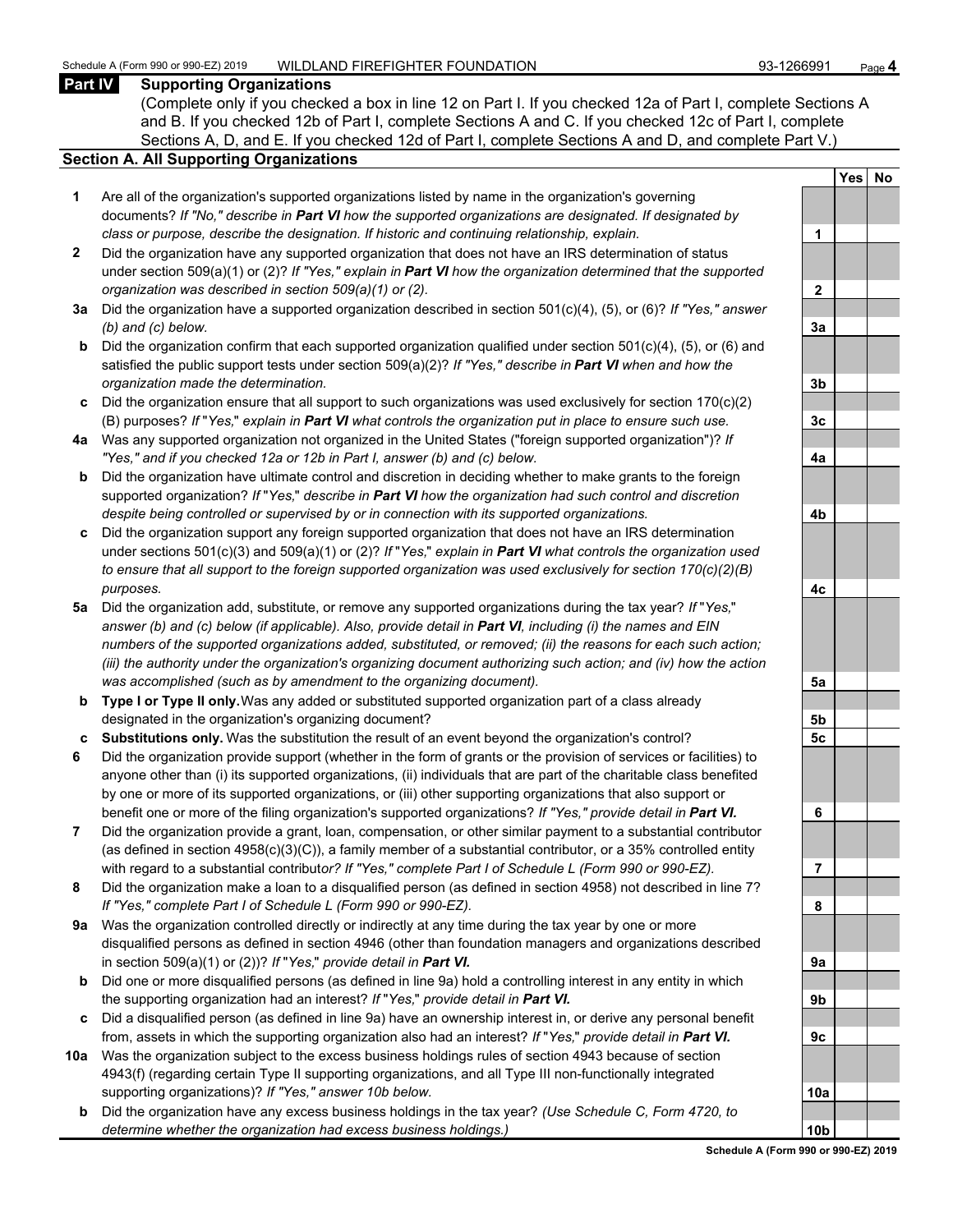## Part IV Supporting Organizations

(Complete only if you checked a box in line 12 on Part I. If you checked 12a of Part I, complete Sections A and B. If you checked 12b of Part I, complete Sections A and C. If you checked 12c of Part I, complete Sections A, D, and E. If you checked 12d of Part I, complete Sections A and D, and complete Part V.)

### Section A. All Supporting Organizations

| | | | Yes | No |
|---|---|---|---|---|
| **1** | Are all of the organization's supported organizations listed by name in the organization's governing documents? *If "No," describe in **Part VI** how the supported organizations are designated. If designated by class or purpose, describe the designation. If historic and continuing relationship, explain.* | 1 | | |
| **2** | Did the organization have any supported organization that does not have an IRS determination of status under section 509(a)(1) or (2)? *If "Yes," explain in **Part VI** how the organization determined that the supported organization was described in section 509(a)(1) or (2).* | 2 | | |
| **3a** | Did the organization have a supported organization described in section 501(c)(4), (5), or (6)? *If "Yes," answer (b) and (c) below.* | 3a | | |
| **b** | Did the organization confirm that each supported organization qualified under section 501(c)(4), (5), or (6) and satisfied the public support tests under section 509(a)(2)? *If "Yes," describe in **Part VI** when and how the organization made the determination.* | 3b | | |
| **c** | Did the organization ensure that all support to such organizations was used exclusively for section 170(c)(2)(B) purposes? *If "Yes," explain in **Part VI** what controls the organization put in place to ensure such use.* | 3c | | |
| **4a** | Was any supported organization not organized in the United States ("foreign supported organization")? *If "Yes," and if you checked 12a or 12b in Part I, answer (b) and (c) below.* | 4a | | |
| **b** | Did the organization have ultimate control and discretion in deciding whether to make grants to the foreign supported organization? *If "Yes," describe in **Part VI** how the organization had such control and discretion despite being controlled or supervised by or in connection with its supported organizations.* | 4b | | |
| **c** | Did the organization support any foreign supported organization that does not have an IRS determination under sections 501(c)(3) and 509(a)(1) or (2)? *If "Yes," explain in **Part VI** what controls the organization used to ensure that all support to the foreign supported organization was used exclusively for section 170(c)(2)(B) purposes.* | 4c | | |
| **5a** | Did the organization add, substitute, or remove any supported organizations during the tax year? *If "Yes," answer (b) and (c) below (if applicable). Also, provide detail in **Part VI**, including (i) the names and EIN numbers of the supported organizations added, substituted, or removed; (ii) the reasons for each such action; (iii) the authority under the organization's organizing document authorizing such action; and (iv) how the action was accomplished (such as by amendment to the organizing document).* | 5a | | |
| **b** | **Type I or Type II only.** Was any added or substituted supported organization part of a class already designated in the organization's organizing document? | 5b | | |
| **c** | **Substitutions only.** Was the substitution the result of an event beyond the organization's control? | 5c | | |
| **6** | Did the organization provide support (whether in the form of grants or the provision of services or facilities) to anyone other than (i) its supported organizations, (ii) individuals that are part of the charitable class benefited by one or more of its supported organizations, or (iii) other supporting organizations that also support or benefit one or more of the filing organization's supported organizations? *If "Yes," provide detail in **Part VI.*** | 6 | | |
| **7** | Did the organization provide a grant, loan, compensation, or other similar payment to a substantial contributor (as defined in section 4958(c)(3)(C)), a family member of a substantial contributor, or a 35% controlled entity with regard to a substantial contributor? *If "Yes," complete Part I of Schedule L (Form 990 or 990-EZ).* | 7 | | |
| **8** | Did the organization make a loan to a disqualified person (as defined in section 4958) not described in line 7? *If "Yes," complete Part I of Schedule L (Form 990 or 990-EZ).* | 8 | | |
| **9a** | Was the organization controlled directly or indirectly at any time during the tax year by one or more disqualified persons as defined in section 4946 (other than foundation managers and organizations described in section 509(a)(1) or (2))? *If "Yes," provide detail in **Part VI.*** | 9a | | |
| **b** | Did one or more disqualified persons (as defined in line 9a) hold a controlling interest in any entity in which the supporting organization had an interest? *If "Yes," provide detail in **Part VI.*** | 9b | | |
| **c** | Did a disqualified person (as defined in line 9a) have an ownership interest in, or derive any personal benefit from, assets in which the supporting organization also had an interest? *If "Yes," provide detail in **Part VI.*** | 9c | | |
| **10a** | Was the organization subject to the excess business holdings rules of section 4943 because of section 4943(f) (regarding certain Type II supporting organizations, and all Type III non-functionally integrated supporting organizations)? *If "Yes," answer 10b below.* | 10a | | |
| **b** | Did the organization have any excess business holdings in the tax year? *(Use Schedule C, Form 4720, to determine whether the organization had excess business holdings.)* | 10b | | |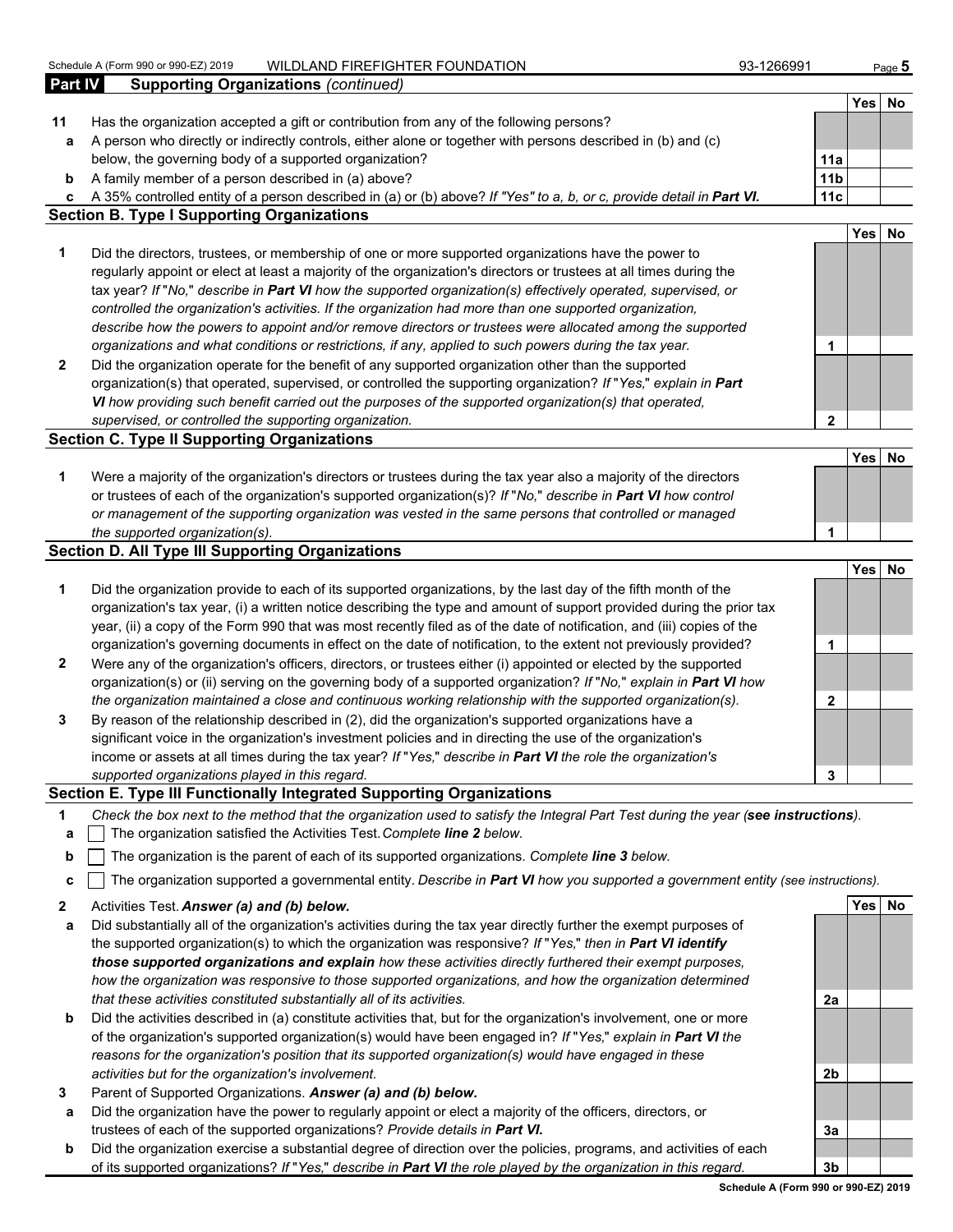Schedule A (Form 990 or 990-EZ) 2019 WILDLAND FIREFIGHTER FOUNDATION 93-1266991

## Part IV Supporting Organizations *(continued)*

| | | | Yes | No |
|---|---|---|---|---|
| **11** | Has the organization accepted a gift or contribution from any of the following persons? | | | |
| **a** | A person who directly or indirectly controls, either alone or together with persons described in (b) and (c) below, the governing body of a supported organization? | **11a** | | |
| **b** | A family member of a person described in (a) above? | **11b** | | |
| **c** | A 35% controlled entity of a person described in (a) or (b) above? *If "Yes" to a, b, or c, provide detail in* ***Part VI.*** | **11c** | | |

### Section B. Type I Supporting Organizations

| | | | Yes | No |
|---|---|---|---|---|
| **1** | Did the directors, trustees, or membership of one or more supported organizations have the power to regularly appoint or elect at least a majority of the organization's directors or trustees at all times during the tax year? *If "No," describe in* ***Part VI*** *how the supported organization(s) effectively operated, supervised, or controlled the organization's activities. If the organization had more than one supported organization, describe how the powers to appoint and/or remove directors or trustees were allocated among the supported organizations and what conditions or restrictions, if any, applied to such powers during the tax year.* | **1** | | |
| **2** | Did the organization operate for the benefit of any supported organization other than the supported organization(s) that operated, supervised, or controlled the supporting organization? *If "Yes," explain in* ***Part VI*** *how providing such benefit carried out the purposes of the supported organization(s) that operated, supervised, or controlled the supporting organization.* | **2** | | |

### Section C. Type II Supporting Organizations

| | | | Yes | No |
|---|---|---|---|---|
| **1** | Were a majority of the organization's directors or trustees during the tax year also a majority of the directors or trustees of each of the organization's supported organization(s)? *If "No," describe in* ***Part VI*** *how control or management of the supporting organization was vested in the same persons that controlled or managed the supported organization(s).* | **1** | | |

### Section D. All Type III Supporting Organizations

| | | | Yes | No |
|---|---|---|---|---|
| **1** | Did the organization provide to each of its supported organizations, by the last day of the fifth month of the organization's tax year, (i) a written notice describing the type and amount of support provided during the prior tax year, (ii) a copy of the Form 990 that was most recently filed as of the date of notification, and (iii) copies of the organization's governing documents in effect on the date of notification, to the extent not previously provided? | **1** | | |
| **2** | Were any of the organization's officers, directors, or trustees either (i) appointed or elected by the supported organization(s) or (ii) serving on the governing body of a supported organization? *If "No," explain in* ***Part VI*** *how the organization maintained a close and continuous working relationship with the supported organization(s).* | **2** | | |
| **3** | By reason of the relationship described in (2), did the organization's supported organizations have a significant voice in the organization's investment policies and in directing the use of the organization's income or assets at all times during the tax year? *If "Yes," describe in* ***Part VI*** *the role the organization's supported organizations played in this regard.* | **3** | | |

### Section E. Type III Functionally Integrated Supporting Organizations

**1** *Check the box next to the method that the organization used to satisfy the Integral Part Test during the year (****see instructions****).*

- **a** ☐ The organization satisfied the Activities Test. *Complete* ***line 2*** *below.*
- **b** ☐ The organization is the parent of each of its supported organizations. *Complete* ***line 3*** *below.*
- **c** ☐ The organization supported a governmental entity. *Describe in* ***Part VI*** *how you supported a government entity (see instructions).*

| | | | Yes | No |
|---|---|---|---|---|
| **2** | Activities Test. ***Answer (a) and (b) below.*** | | | |
| **a** | Did substantially all of the organization's activities during the tax year directly further the exempt purposes of the supported organization(s) to which the organization was responsive? *If "Yes," then in* ***Part VI identify those supported organizations and explain*** *how these activities directly furthered their exempt purposes, how the organization was responsive to those supported organizations, and how the organization determined that these activities constituted substantially all of its activities.* | **2a** | | |
| **b** | Did the activities described in (a) constitute activities that, but for the organization's involvement, one or more of the organization's supported organization(s) would have been engaged in? *If "Yes," explain in* ***Part VI*** *the reasons for the organization's position that its supported organization(s) would have engaged in these activities but for the organization's involvement.* | **2b** | | |
| **3** | Parent of Supported Organizations. ***Answer (a) and (b) below.*** | | | |
| **a** | Did the organization have the power to regularly appoint or elect a majority of the officers, directors, or trustees of each of the supported organizations? ***Provide details in Part VI.*** | **3a** | | |
| **b** | Did the organization exercise a substantial degree of direction over the policies, programs, and activities of each of its supported organizations? *If "Yes," describe in* ***Part VI*** *the role played by the organization in this regard.* | **3b** | | |

**Schedule A (Form 990 or 990-EZ) 2019**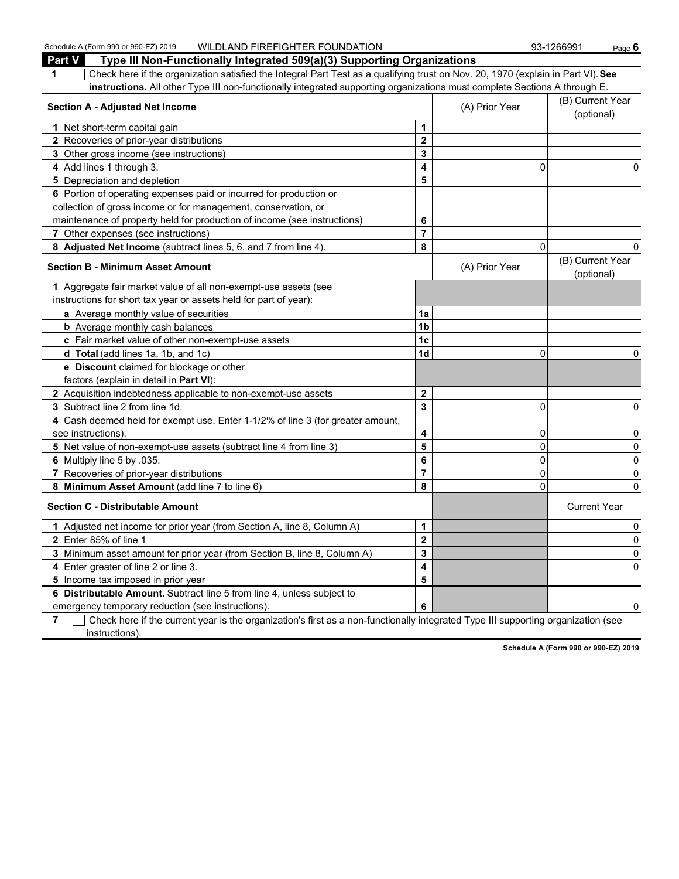## Part V Type III Non-Functionally Integrated 509(a)(3) Supporting Organizations

**1** ☐ Check here if the organization satisfied the Integral Part Test as a qualifying trust on Nov. 20, 1970 (explain in Part VI). **See instructions.** All other Type III non-functionally integrated supporting organizations must complete Sections A through E.

| Section A - Adjusted Net Income | | (A) Prior Year | (B) Current Year (optional) |
|---|---|---|---|
| 1 Net short-term capital gain | 1 | | |
| 2 Recoveries of prior-year distributions | 2 | | |
| 3 Other gross income (see instructions) | 3 | | |
| 4 Add lines 1 through 3. | 4 | 0 | 0 |
| 5 Depreciation and depletion | 5 | | |
| 6 Portion of operating expenses paid or incurred for production or collection of gross income or for management, conservation, or maintenance of property held for production of income (see instructions) | 6 | | |
| 7 Other expenses (see instructions) | 7 | | |
| 8 **Adjusted Net Income** (subtract lines 5, 6, and 7 from line 4). | 8 | 0 | 0 |

| Section B - Minimum Asset Amount | | (A) Prior Year | (B) Current Year (optional) |
|---|---|---|---|
| 1 Aggregate fair market value of all non-exempt-use assets (see instructions for short tax year or assets held for part of year): | | | |
| a Average monthly value of securities | 1a | | |
| b Average monthly cash balances | 1b | | |
| c Fair market value of other non-exempt-use assets | 1c | | |
| d **Total** (add lines 1a, 1b, and 1c) | 1d | 0 | 0 |
| e **Discount** claimed for blockage or other factors (explain in detail in **Part VI**): | | | |
| 2 Acquisition indebtedness applicable to non-exempt-use assets | 2 | | |
| 3 Subtract line 2 from line 1d. | 3 | 0 | 0 |
| 4 Cash deemed held for exempt use. Enter 1-1/2% of line 3 (for greater amount, see instructions). | 4 | 0 | 0 |
| 5 Net value of non-exempt-use assets (subtract line 4 from line 3) | 5 | 0 | 0 |
| 6 Multiply line 5 by .035. | 6 | 0 | 0 |
| 7 Recoveries of prior-year distributions | 7 | 0 | 0 |
| 8 **Minimum Asset Amount** (add line 7 to line 6) | 8 | 0 | 0 |

| Section C - Distributable Amount | | | Current Year |
|---|---|---|---|
| 1 Adjusted net income for prior year (from Section A, line 8, Column A) | 1 | | 0 |
| 2 Enter 85% of line 1 | 2 | | 0 |
| 3 Minimum asset amount for prior year (from Section B, line 8, Column A) | 3 | | 0 |
| 4 Enter greater of line 2 or line 3. | 4 | | 0 |
| 5 Income tax imposed in prior year | 5 | | |
| 6 **Distributable Amount.** Subtract line 5 from line 4, unless subject to emergency temporary reduction (see instructions). | 6 | | 0 |

**7** ☐ Check here if the current year is the organization's first as a non-functionally integrated Type III supporting organization (see instructions).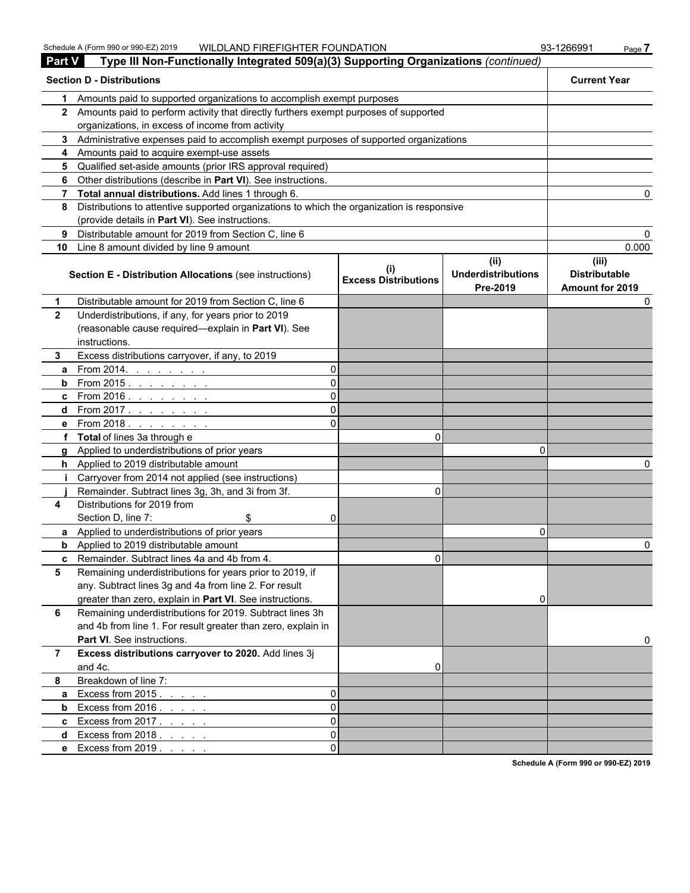## Part V Type III Non-Functionally Integrated 509(a)(3) Supporting Organizations *(continued)*

| | Section D - Distributions | Current Year |
|---|---|---|
| 1 | Amounts paid to supported organizations to accomplish exempt purposes | |
| 2 | Amounts paid to perform activity that directly furthers exempt purposes of supported organizations, in excess of income from activity | |
| 3 | Administrative expenses paid to accomplish exempt purposes of supported organizations | |
| 4 | Amounts paid to acquire exempt-use assets | |
| 5 | Qualified set-aside amounts (prior IRS approval required) | |
| 6 | Other distributions (describe in **Part VI**). See instructions. | |
| 7 | **Total annual distributions.** Add lines 1 through 6. | 0 |
| 8 | Distributions to attentive supported organizations to which the organization is responsive (provide details in **Part VI**). See instructions. | |
| 9 | Distributable amount for 2019 from Section C, line 6 | 0 |
| 10 | Line 8 amount divided by line 9 amount | 0.000 |

| | Section E - Distribution Allocations (see instructions) | | (i) Excess Distributions | (ii) Underdistributions Pre-2019 | (iii) Distributable Amount for 2019 |
|---|---|---|---|---|---|
| 1 | Distributable amount for 2019 from Section C, line 6 | | | | 0 |
| 2 | Underdistributions, if any, for years prior to 2019 (reasonable cause required—explain in **Part VI**). See instructions. | | | | |
| 3 | Excess distributions carryover, if any, to 2019 | | | | |
| a | From 2014 | 0 | | | |
| b | From 2015 | 0 | | | |
| c | From 2016 | 0 | | | |
| d | From 2017 | 0 | | | |
| e | From 2018 | 0 | | | |
| f | **Total** of lines 3a through e | | 0 | | |
| g | Applied to underdistributions of prior years | | | 0 | |
| h | Applied to 2019 distributable amount | | | | 0 |
| i | Carryover from 2014 not applied (see instructions) | | | | |
| j | Remainder. Subtract lines 3g, 3h, and 3i from 3f. | | 0 | | |
| 4 | Distributions for 2019 from Section D, line 7: $ | 0 | | | |
| a | Applied to underdistributions of prior years | | | 0 | |
| b | Applied to 2019 distributable amount | | | | 0 |
| c | Remainder. Subtract lines 4a and 4b from 4. | | 0 | | |
| 5 | Remaining underdistributions for years prior to 2019, if any. Subtract lines 3g and 4a from line 2. For result greater than zero, explain in **Part VI**. See instructions. | | | 0 | |
| 6 | Remaining underdistributions for 2019. Subtract lines 3h and 4b from line 1. For result greater than zero, explain in **Part VI**. See instructions. | | | | 0 |
| 7 | **Excess distributions carryover to 2020.** Add lines 3j and 4c. | | 0 | | |
| 8 | Breakdown of line 7: | | | | |
| a | Excess from 2015 | 0 | | | |
| b | Excess from 2016 | 0 | | | |
| c | Excess from 2017 | 0 | | | |
| d | Excess from 2018 | 0 | | | |
| e | Excess from 2019 | 0 | | | |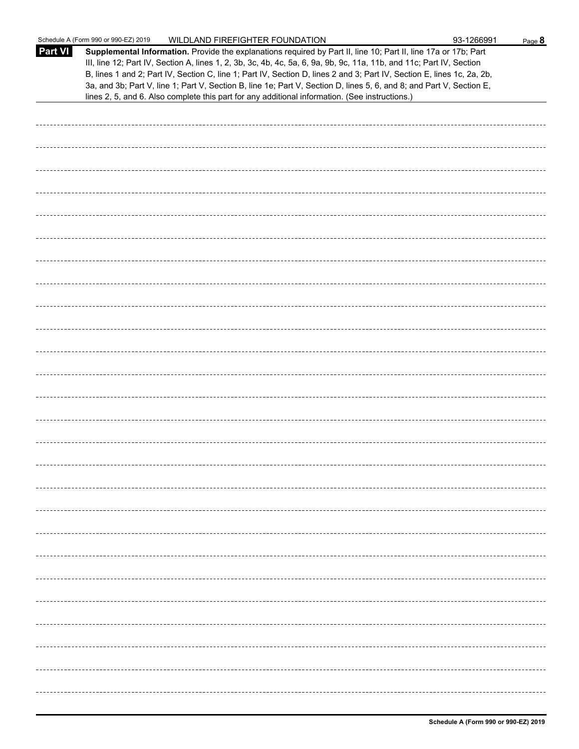**Part VI** **Supplemental Information.** Provide the explanations required by Part II, line 10; Part II, line 17a or 17b; Part III, line 12; Part IV, Section A, lines 1, 2, 3b, 3c, 4b, 4c, 5a, 6, 9a, 9b, 9c, 11a, 11b, and 11c; Part IV, Section B, lines 1 and 2; Part IV, Section C, line 1; Part IV, Section D, lines 2 and 3; Part IV, Section E, lines 1c, 2a, 2b, 3a, and 3b; Part V, line 1; Part V, Section B, line 1e; Part V, Section D, lines 5, 6, and 8; and Part V, Section E, lines 2, 5, and 6. Also complete this part for any additional information. (See instructions.)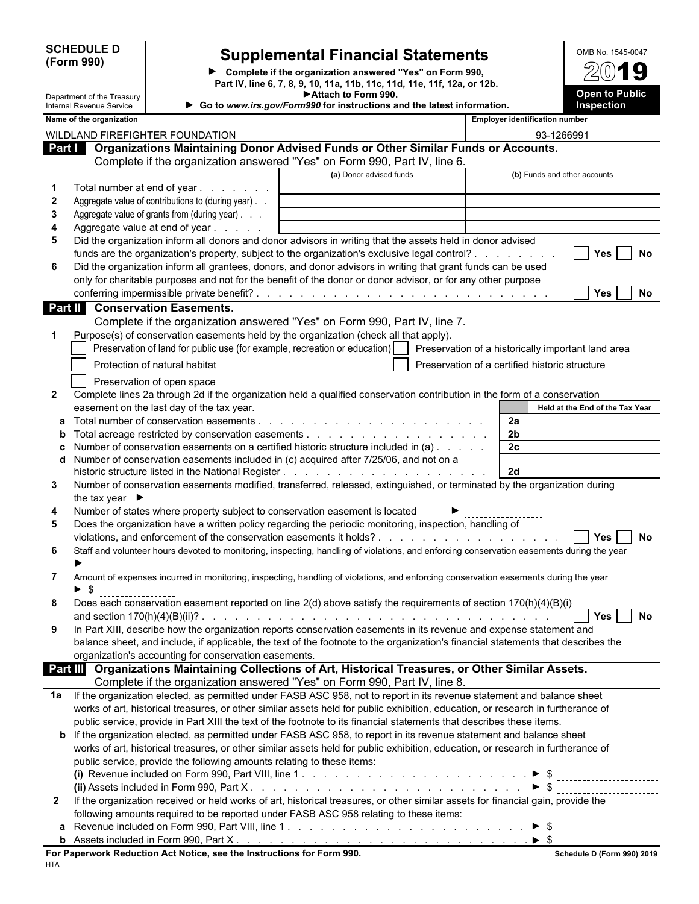**SCHEDULE D (Form 990)**

Department of the Treasury
Internal Revenue Service

# Supplemental Financial Statements

► Complete if the organization answered "Yes" on Form 990, Part IV, line 6, 7, 8, 9, 10, 11a, 11b, 11c, 11d, 11e, 11f, 12a, or 12b.
► Attach to Form 990.
► Go to *www.irs.gov/Form990* for instructions and the latest information.

OMB No. 1545-0047

**2019**

**Open to Public Inspection**

| Name of the organization | Employer identification number |
|---|---|
| WILDLAND FIREFIGHTER FOUNDATION | 93-1266991 |

## Part I Organizations Maintaining Donor Advised Funds or Other Similar Funds or Accounts.

Complete if the organization answered "Yes" on Form 990, Part IV, line 6.

| | | (a) Donor advised funds | (b) Funds and other accounts |
|---|---|---|---|
| 1 | Total number at end of year | | |
| 2 | Aggregate value of contributions to (during year) | | |
| 3 | Aggregate value of grants from (during year) | | |
| 4 | Aggregate value at end of year | | |

5 Did the organization inform all donors and donor advisors in writing that the assets held in donor advised funds are the organization's property, subject to the organization's exclusive legal control? ☐ Yes ☐ No

6 Did the organization inform all grantees, donors, and donor advisors in writing that grant funds can be used only for charitable purposes and not for the benefit of the donor or donor advisor, or for any other purpose conferring impermissible private benefit? ☐ Yes ☐ No

## Part II Conservation Easements.

Complete if the organization answered "Yes" on Form 990, Part IV, line 7.

1 Purpose(s) of conservation easements held by the organization (check all that apply).

☐ Preservation of land for public use (for example, recreation or education)
☐ Preservation of a historically important land area
☐ Protection of natural habitat
☐ Preservation of a certified historic structure
☐ Preservation of open space

2 Complete lines 2a through 2d if the organization held a qualified conservation contribution in the form of a conservation easement on the last day of the tax year.

| | | | Held at the End of the Tax Year |
|---|---|---|---|
| a | Total number of conservation easements | 2a | |
| b | Total acreage restricted by conservation easements | 2b | |
| c | Number of conservation easements on a certified historic structure included in (a) | 2c | |
| d | Number of conservation easements included in (c) acquired after 7/25/06, and not on a historic structure listed in the National Register | 2d | |

3 Number of conservation easements modified, transferred, released, extinguished, or terminated by the organization during the tax year ►

4 Number of states where property subject to conservation easement is located ►

5 Does the organization have a written policy regarding the periodic monitoring, inspection, handling of violations, and enforcement of the conservation easements it holds? ☐ Yes ☐ No

6 Staff and volunteer hours devoted to monitoring, inspecting, handling of violations, and enforcing conservation easements during the year ►

7 Amount of expenses incurred in monitoring, inspecting, handling of violations, and enforcing conservation easements during the year ► $

8 Does each conservation easement reported on line 2(d) above satisfy the requirements of section 170(h)(4)(B)(i) and section 170(h)(4)(B)(ii)? ☐ Yes ☐ No

9 In Part XIII, describe how the organization reports conservation easements in its revenue and expense statement and balance sheet, and include, if applicable, the text of the footnote to the organization's financial statements that describes the organization's accounting for conservation easements.

## Part III Organizations Maintaining Collections of Art, Historical Treasures, or Other Similar Assets.

Complete if the organization answered "Yes" on Form 990, Part IV, line 8.

1a If the organization elected, as permitted under FASB ASC 958, not to report in its revenue statement and balance sheet works of art, historical treasures, or other similar assets held for public exhibition, education, or research in furtherance of public service, provide in Part XIII the text of the footnote to its financial statements that describes these items.

b If the organization elected, as permitted under FASB ASC 958, to report in its revenue statement and balance sheet works of art, historical treasures, or other similar assets held for public exhibition, education, or research in furtherance of public service, provide the following amounts relating to these items:

(i) Revenue included on Form 990, Part VIII, line 1 ► $

(ii) Assets included in Form 990, Part X ► $

2 If the organization received or held works of art, historical treasures, or other similar assets for financial gain, provide the following amounts required to be reported under FASB ASC 958 relating to these items:

a Revenue included on Form 990, Part VIII, line 1 ► $

b Assets included in Form 990, Part X ► $

**For Paperwork Reduction Act Notice, see the Instructions for Form 990.** **Schedule D (Form 990) 2019**

HTA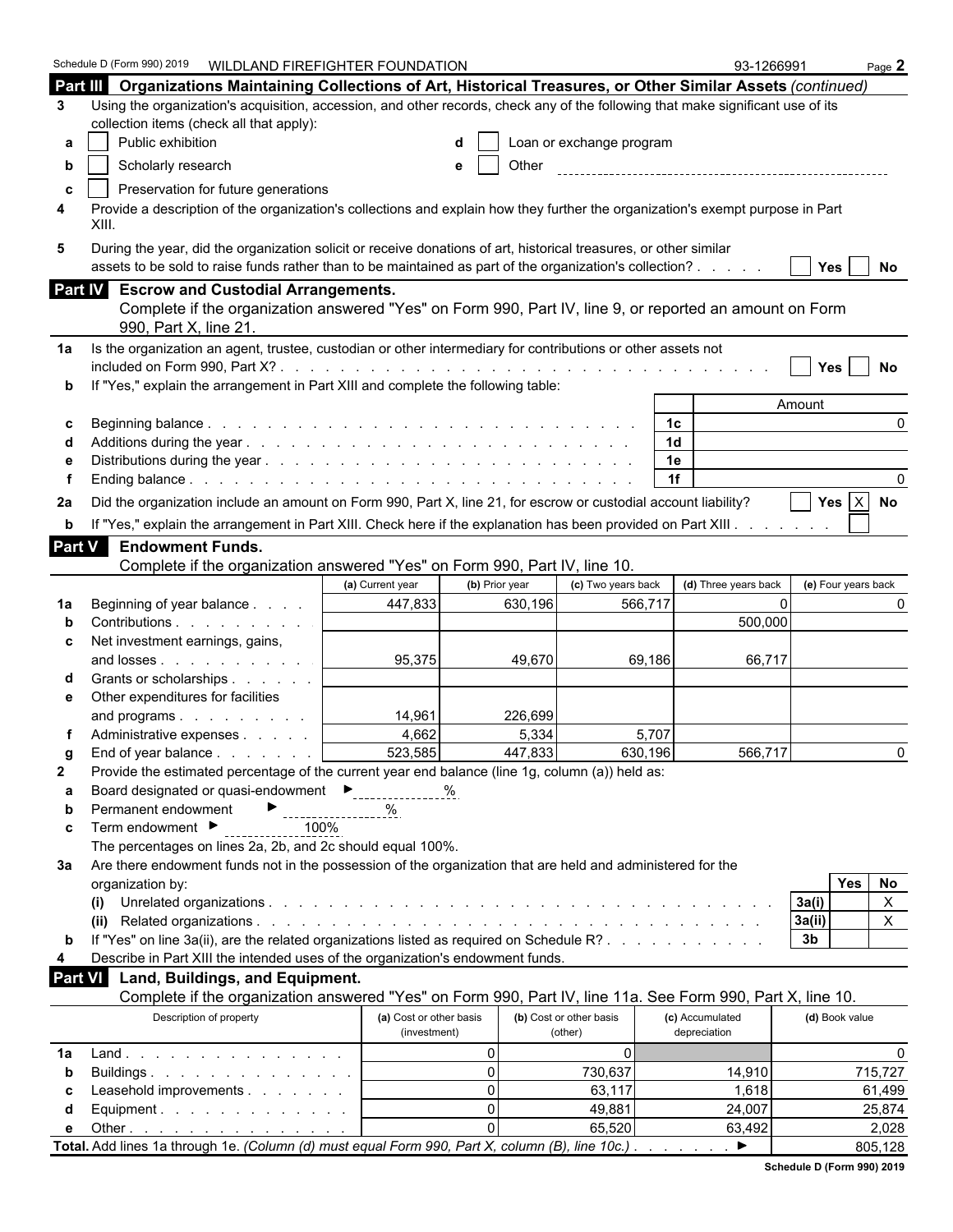Schedule D (Form 990) 2019 WILDLAND FIREFIGHTER FOUNDATION 93-1266991 Page **2**

## Part III Organizations Maintaining Collections of Art, Historical Treasures, or Other Similar Assets *(continued)*

**3** Using the organization's acquisition, accession, and other records, check any of the following that make significant use of its collection items (check all that apply):

- **a** ☐ Public exhibition
- **b** ☐ Scholarly research
- **c** ☐ Preservation for future generations
- **d** ☐ Loan or exchange program
- **e** ☐ Other

**4** Provide a description of the organization's collections and explain how they further the organization's exempt purpose in Part XIII.

**5** During the year, did the organization solicit or receive donations of art, historical treasures, or other similar assets to be sold to raise funds rather than to be maintained as part of the organization's collection? . . . . . ☐ Yes ☐ No

## Part IV Escrow and Custodial Arrangements.

Complete if the organization answered "Yes" on Form 990, Part IV, line 9, or reported an amount on Form 990, Part X, line 21.

**1a** Is the organization an agent, trustee, custodian or other intermediary for contributions or other assets not included on Form 990, Part X? . . . ☐ Yes ☐ No

**b** If "Yes," explain the arrangement in Part XIII and complete the following table:

| | | | Amount |
|---|---|---|---|
| c | Beginning balance | 1c | 0 |
| d | Additions during the year | 1d | |
| e | Distributions during the year | 1e | |
| f | Ending balance | 1f | 0 |

**2a** Did the organization include an amount on Form 990, Part X, line 21, for escrow or custodial account liability? ☐ Yes ☒ No

**b** If "Yes," explain the arrangement in Part XIII. Check here if the explanation has been provided on Part XIII . . . . . . . ☐

## Part V Endowment Funds.

Complete if the organization answered "Yes" on Form 990, Part IV, line 10.

| | | (a) Current year | (b) Prior year | (c) Two years back | (d) Three years back | (e) Four years back |
|---|---|---|---|---|---|---|
| 1a | Beginning of year balance | 447,833 | 630,196 | 566,717 | 0 | 0 |
| b | Contributions | | | | 500,000 | |
| c | Net investment earnings, gains, and losses | 95,375 | 49,670 | 69,186 | 66,717 | |
| d | Grants or scholarships | | | | | |
| e | Other expenditures for facilities and programs | 14,961 | 226,699 | | | |
| f | Administrative expenses | 4,662 | 5,334 | 5,707 | | |
| g | End of year balance | 523,585 | 447,833 | 630,196 | 566,717 | 0 |

**2** Provide the estimated percentage of the current year end balance (line 1g, column (a)) held as:

- **a** Board designated or quasi-endowment ► %
- **b** Permanent endowment ► %
- **c** Term endowment ► 100%

The percentages on lines 2a, 2b, and 2c should equal 100%.

**3a** Are there endowment funds not in the possession of the organization that are held and administered for the organization by:

| | | | Yes | No |
|---|---|---|---|---|
| (i) | Unrelated organizations | 3a(i) | | X |
| (ii) | Related organizations | 3a(ii) | | X |
| b | If "Yes" on line 3a(ii), are the related organizations listed as required on Schedule R? | 3b | | |

**4** Describe in Part XIII the intended uses of the organization's endowment funds.

## Part VI Land, Buildings, and Equipment.

Complete if the organization answered "Yes" on Form 990, Part IV, line 11a. See Form 990, Part X, line 10.

| | Description of property | (a) Cost or other basis (investment) | (b) Cost or other basis (other) | (c) Accumulated depreciation | (d) Book value |
|---|---|---|---|---|---|
| 1a | Land | 0 | 0 | | 0 |
| b | Buildings | 0 | 730,637 | 14,910 | 715,727 |
| c | Leasehold improvements | 0 | 63,117 | 1,618 | 61,499 |
| d | Equipment | 0 | 49,881 | 24,007 | 25,874 |
| e | Other | 0 | 65,520 | 63,492 | 2,028 |
| **Total.** | Add lines 1a through 1e. *(Column (d) must equal Form 990, Part X, column (B), line 10c.)* ► | | | | 805,128 |

**Schedule D (Form 990) 2019**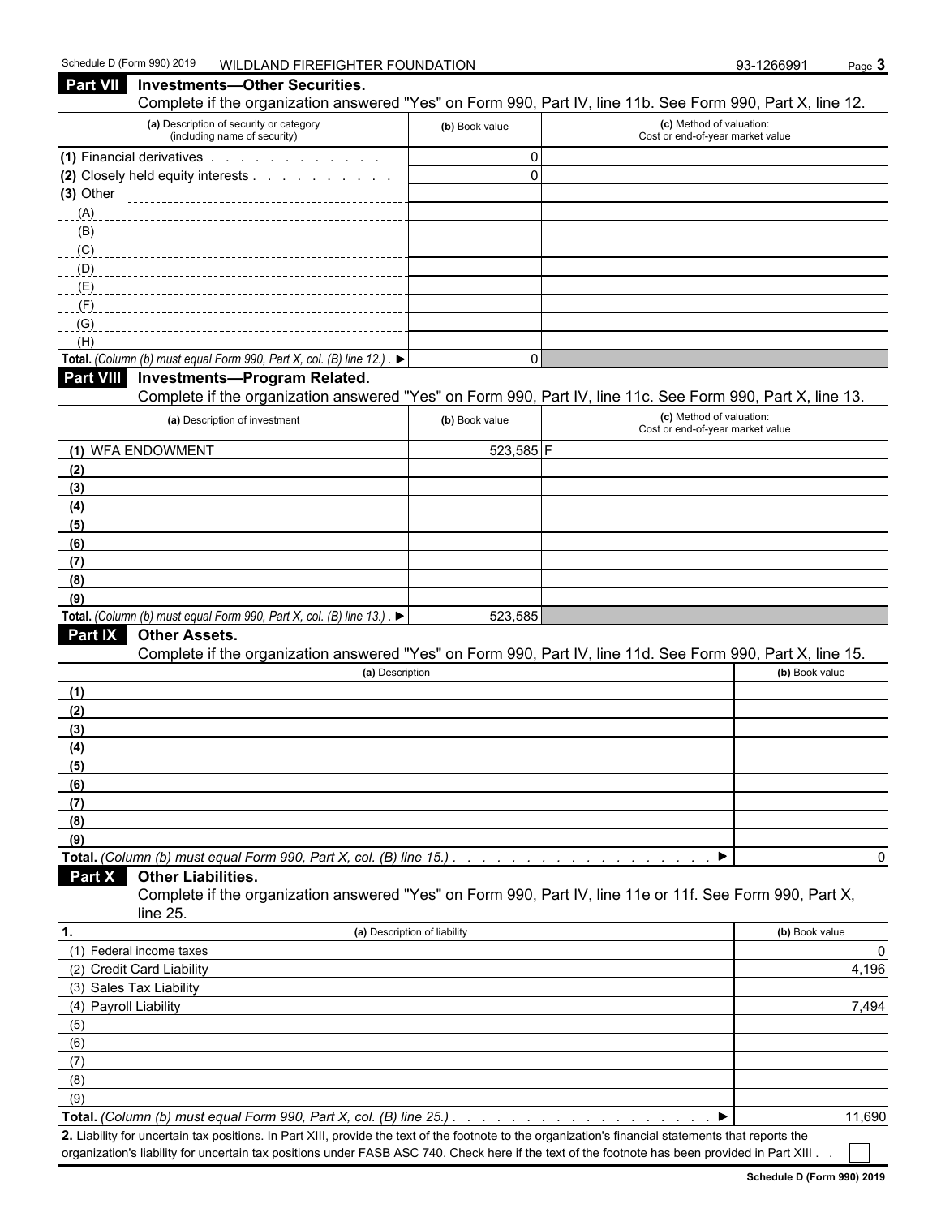Schedule D (Form 990) 2019 WILDLAND FIREFIGHTER FOUNDATION 93-1266991

## Part VII Investments—Other Securities.

Complete if the organization answered "Yes" on Form 990, Part IV, line 11b. See Form 990, Part X, line 12.

| (a) Description of security or category (including name of security) | (b) Book value | (c) Method of valuation: Cost or end-of-year market value |
|---|---|---|
| (1) Financial derivatives | 0 | |
| (2) Closely held equity interests | 0 | |
| (3) Other | | |
| (A) | | |
| (B) | | |
| (C) | | |
| (D) | | |
| (E) | | |
| (F) | | |
| (G) | | |
| (H) | | |
| **Total.** *(Column (b) must equal Form 990, Part X, col. (B) line 12.)* ▶ | 0 | |

## Part VIII Investments—Program Related.

Complete if the organization answered "Yes" on Form 990, Part IV, line 11c. See Form 990, Part X, line 13.

| (a) Description of investment | (b) Book value | (c) Method of valuation: Cost or end-of-year market value |
|---|---|---|
| (1) WFA ENDOWMENT | 523,585 | F |
| (2) | | |
| (3) | | |
| (4) | | |
| (5) | | |
| (6) | | |
| (7) | | |
| (8) | | |
| (9) | | |
| **Total.** *(Column (b) must equal Form 990, Part X, col. (B) line 13.)* ▶ | 523,585 | |

## Part IX Other Assets.

Complete if the organization answered "Yes" on Form 990, Part IV, line 11d. See Form 990, Part X, line 15.

| (a) Description | (b) Book value |
|---|---|
| (1) | |
| (2) | |
| (3) | |
| (4) | |
| (5) | |
| (6) | |
| (7) | |
| (8) | |
| (9) | |
| **Total.** *(Column (b) must equal Form 990, Part X, col. (B) line 15.)* ▶ | 0 |

## Part X Other Liabilities.

Complete if the organization answered "Yes" on Form 990, Part IV, line 11e or 11f. See Form 990, Part X, line 25.

| 1. (a) Description of liability | (b) Book value |
|---|---|
| (1) Federal income taxes | 0 |
| (2) Credit Card Liability | 4,196 |
| (3) Sales Tax Liability | |
| (4) Payroll Liability | 7,494 |
| (5) | |
| (6) | |
| (7) | |
| (8) | |
| (9) | |
| **Total.** *(Column (b) must equal Form 990, Part X, col. (B) line 25.)* ▶ | 11,690 |

**2.** Liability for uncertain tax positions. In Part XIII, provide the text of the footnote to the organization's financial statements that reports the organization's liability for uncertain tax positions under FASB ASC 740. Check here if the text of the footnote has been provided in Part XIII ☐

Schedule D (Form 990) 2019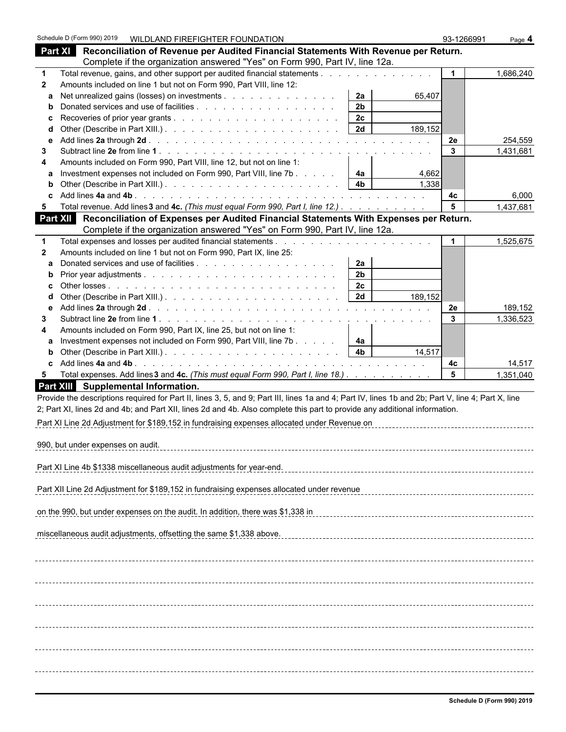Schedule D (Form 990) 2019 WILDLAND FIREFIGHTER FOUNDATION 93-1266991 Page **4**

## Part XI Reconciliation of Revenue per Audited Financial Statements With Revenue per Return.

Complete if the organization answered "Yes" on Form 990, Part IV, line 12a.

| | | | | | |
|---|---|---|---|---|---|
| **1** | Total revenue, gains, and other support per audited financial statements | | | **1** | 1,686,240 |
| **2** | Amounts included on line 1 but not on Form 990, Part VIII, line 12: | | | | |
| **a** | Net unrealized gains (losses) on investments | **2a** | 65,407 | | |
| **b** | Donated services and use of facilities | **2b** | | | |
| **c** | Recoveries of prior year grants | **2c** | | | |
| **d** | Other (Describe in Part XIII.) | **2d** | 189,152 | | |
| **e** | Add lines **2a** through **2d** | | | **2e** | 254,559 |
| **3** | Subtract line **2e** from line **1** | | | **3** | 1,431,681 |
| **4** | Amounts included on Form 990, Part VIII, line 12, but not on line 1: | | | | |
| **a** | Investment expenses not included on Form 990, Part VIII, line 7b | **4a** | 4,662 | | |
| **b** | Other (Describe in Part XIII.) | **4b** | 1,338 | | |
| **c** | Add lines **4a** and **4b** | | | **4c** | 6,000 |
| **5** | Total revenue. Add lines **3** and **4c.** *(This must equal Form 990, Part I, line 12.)* | | | **5** | 1,437,681 |

## Part XII Reconciliation of Expenses per Audited Financial Statements With Expenses per Return.

Complete if the organization answered "Yes" on Form 990, Part IV, line 12a.

| | | | | | |
|---|---|---|---|---|---|
| **1** | Total expenses and losses per audited financial statements | | | **1** | 1,525,675 |
| **2** | Amounts included on line 1 but not on Form 990, Part IX, line 25: | | | | |
| **a** | Donated services and use of facilities | **2a** | | | |
| **b** | Prior year adjustments | **2b** | | | |
| **c** | Other losses | **2c** | | | |
| **d** | Other (Describe in Part XIII.) | **2d** | 189,152 | | |
| **e** | Add lines **2a** through **2d** | | | **2e** | 189,152 |
| **3** | Subtract line **2e** from line **1** | | | **3** | 1,336,523 |
| **4** | Amounts included on Form 990, Part IX, line 25, but not on line 1: | | | | |
| **a** | Investment expenses not included on Form 990, Part VIII, line 7b | **4a** | | | |
| **b** | Other (Describe in Part XIII.) | **4b** | 14,517 | | |
| **c** | Add lines **4a** and **4b** | | | **4c** | 14,517 |
| **5** | Total expenses. Add lines **3** and **4c.** *(This must equal Form 990, Part I, line 18.)* | | | **5** | 1,351,040 |

## Part XIII Supplemental Information.

Provide the descriptions required for Part II, lines 3, 5, and 9; Part III, lines 1a and 4; Part IV, lines 1b and 2b; Part V, line 4; Part X, line 2; Part XI, lines 2d and 4b; and Part XII, lines 2d and 4b. Also complete this part to provide any additional information.

Part XI Line 2d Adjustment for $189,152 in fundraising expenses allocated under Revenue on

990, but under expenses on audit.

Part XI Line 4b $1338 miscellaneous audit adjustments for year-end.

Part XII Line 2d Adjustment for $189,152 in fundraising expenses allocated under revenue

on the 990, but under expenses on the audit. In addition, there was $1,338 in

miscellaneous audit adjustments, offsetting the same $1,338 above.

**Schedule D (Form 990) 2019**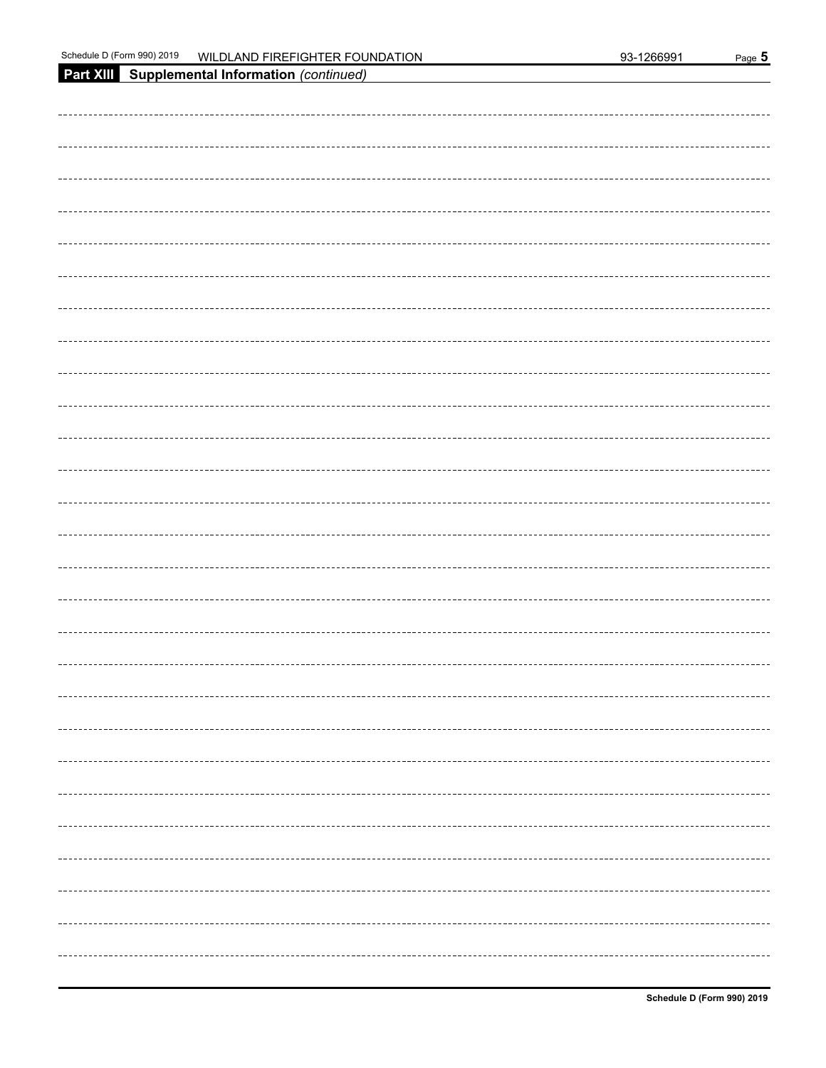**Part XIII Supplemental Information** *(continued)*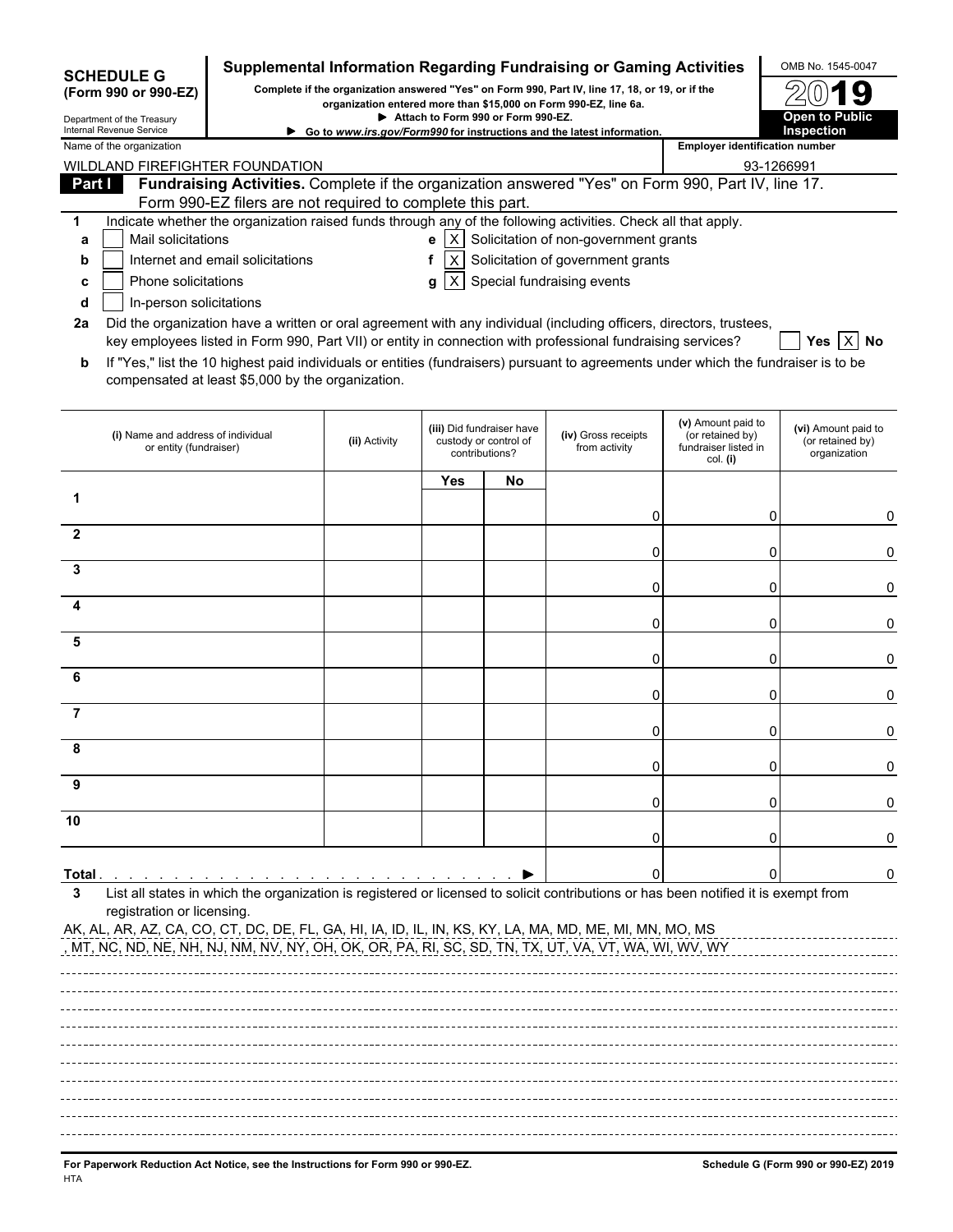**SCHEDULE G**
**(Form 990 or 990-EZ)**

Department of the Treasury
Internal Revenue Service

# Supplemental Information Regarding Fundraising or Gaming Activities

**Complete if the organization answered "Yes" on Form 990, Part IV, line 17, 18, or 19, or if the organization entered more than $15,000 on Form 990-EZ, line 6a.**

▶ **Attach to Form 990 or Form 990-EZ.**

▶ **Go to *www.irs.gov/Form990* for instructions and the latest information.**

OMB No. 1545-0047

**2019**

**Open to Public Inspection**

Name of the organization: WILDLAND FIREFIGHTER FOUNDATION

Employer identification number: 93-1266991

**Part I** **Fundraising Activities.** Complete if the organization answered "Yes" on Form 990, Part IV, line 17. Form 990-EZ filers are not required to complete this part.

1 Indicate whether the organization raised funds through any of the following activities. Check all that apply.

- a [ ] Mail solicitations
- b [ ] Internet and email solicitations
- c [ ] Phone solicitations
- d [ ] In-person solicitations
- e [X] Solicitation of non-government grants
- f [X] Solicitation of government grants
- g [X] Special fundraising events

2a Did the organization have a written or oral agreement with any individual (including officers, directors, trustees, key employees listed in Form 990, Part VII) or entity in connection with professional fundraising services? [ ] Yes [X] No

b If "Yes," list the 10 highest paid individuals or entities (fundraisers) pursuant to agreements under which the fundraiser is to be compensated at least $5,000 by the organization.

| | (i) Name and address of individual or entity (fundraiser) | (ii) Activity | (iii) Did fundraiser have custody or control of contributions? | | (iv) Gross receipts from activity | (v) Amount paid to (or retained by) fundraiser listed in col. (i) | (vi) Amount paid to (or retained by) organization |
|---|---|---|---|---|---|---|---|
| | | | Yes | No | | | |
| 1 | | | | | 0 | 0 | 0 |
| 2 | | | | | 0 | 0 | 0 |
| 3 | | | | | 0 | 0 | 0 |
| 4 | | | | | 0 | 0 | 0 |
| 5 | | | | | 0 | 0 | 0 |
| 6 | | | | | 0 | 0 | 0 |
| 7 | | | | | 0 | 0 | 0 |
| 8 | | | | | 0 | 0 | 0 |
| 9 | | | | | 0 | 0 | 0 |
| 10 | | | | | 0 | 0 | 0 |
| **Total** | | | | | 0 | 0 | 0 |

3 List all states in which the organization is registered or licensed to solicit contributions or has been notified it is exempt from registration or licensing.

AK, AL, AR, AZ, CA, CO, CT, DC, DE, FL, GA, HI, IA, ID, IL, IN, KS, KY, LA, MA, MD, ME, MI, MN, MO, MS
, MT, NC, ND, NE, NH, NJ, NM, NV, NY, OH, OK, OR, PA, RI, SC, SD, TN, TX, UT, VA, VT, WA, WI, WV, WY

**For Paperwork Reduction Act Notice, see the Instructions for Form 990 or 990-EZ.**
HTA

**Schedule G (Form 990 or 990-EZ) 2019**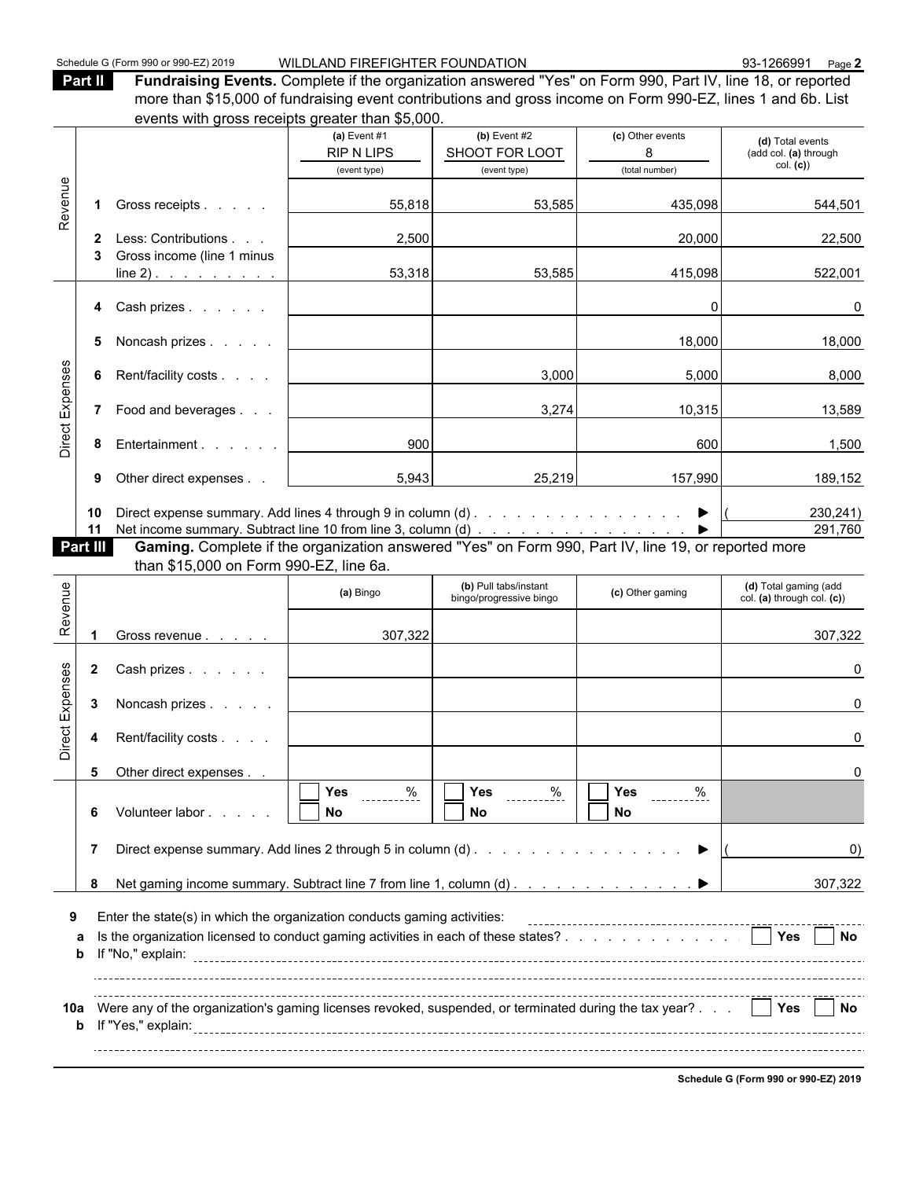Schedule G (Form 990 or 990-EZ) 2019 WILDLAND FIREFIGHTER FOUNDATION 93-1266991 Page **2**

## Part II Fundraising Events.

Complete if the organization answered "Yes" on Form 990, Part IV, line 18, or reported more than $15,000 of fundraising event contributions and gross income on Form 990-EZ, lines 1 and 6b. List events with gross receipts greater than $5,000.

| | | (a) Event #1 RIP N LIPS (event type) | (b) Event #2 SHOOT FOR LOOT (event type) | (c) Other events 8 (total number) | (d) Total events (add col. (a) through col. (c)) |
|---|---|---|---|---|---|
| Revenue | 1 Gross receipts | 55,818 | 53,585 | 435,098 | 544,501 |
| | 2 Less: Contributions | 2,500 | | 20,000 | 22,500 |
| | 3 Gross income (line 1 minus line 2) | 53,318 | 53,585 | 415,098 | 522,001 |
| Direct Expenses | 4 Cash prizes | | | 0 | 0 |
| | 5 Noncash prizes | | | 18,000 | 18,000 |
| | 6 Rent/facility costs | | 3,000 | 5,000 | 8,000 |
| | 7 Food and beverages | | 3,274 | 10,315 | 13,589 |
| | 8 Entertainment | 900 | | 600 | 1,500 |
| | 9 Other direct expenses | 5,943 | 25,219 | 157,990 | 189,152 |

10 Direct expense summary. Add lines 4 through 9 in column (d) ▶ (230,241)

11 Net income summary. Subtract line 10 from line 3, column (d) ▶ 291,760

## Part III Gaming.

Complete if the organization answered "Yes" on Form 990, Part IV, line 19, or reported more than $15,000 on Form 990-EZ, line 6a.

| | | (a) Bingo | (b) Pull tabs/instant bingo/progressive bingo | (c) Other gaming | (d) Total gaming (add col. (a) through col. (c)) |
|---|---|---|---|---|---|
| Revenue | 1 Gross revenue | 307,322 | | | 307,322 |
| Direct Expenses | 2 Cash prizes | | | | 0 |
| | 3 Noncash prizes | | | | 0 |
| | 4 Rent/facility costs | | | | 0 |
| | 5 Other direct expenses | | | | 0 |
| | 6 Volunteer labor | ☐ Yes ____% ☐ No | ☐ Yes ____% ☐ No | ☐ Yes ____% ☐ No | |

7 Direct expense summary. Add lines 2 through 5 in column (d) ▶ (0)

8 Net gaming income summary. Subtract line 7 from line 1, column (d) ▶ 307,322

9 Enter the state(s) in which the organization conducts gaming activities:

a Is the organization licensed to conduct gaming activities in each of these states? ☐ Yes ☐ No

b If "No," explain:

10a Were any of the organization's gaming licenses revoked, suspended, or terminated during the tax year? ☐ Yes ☐ No

b If "Yes," explain:

**Schedule G (Form 990 or 990-EZ) 2019**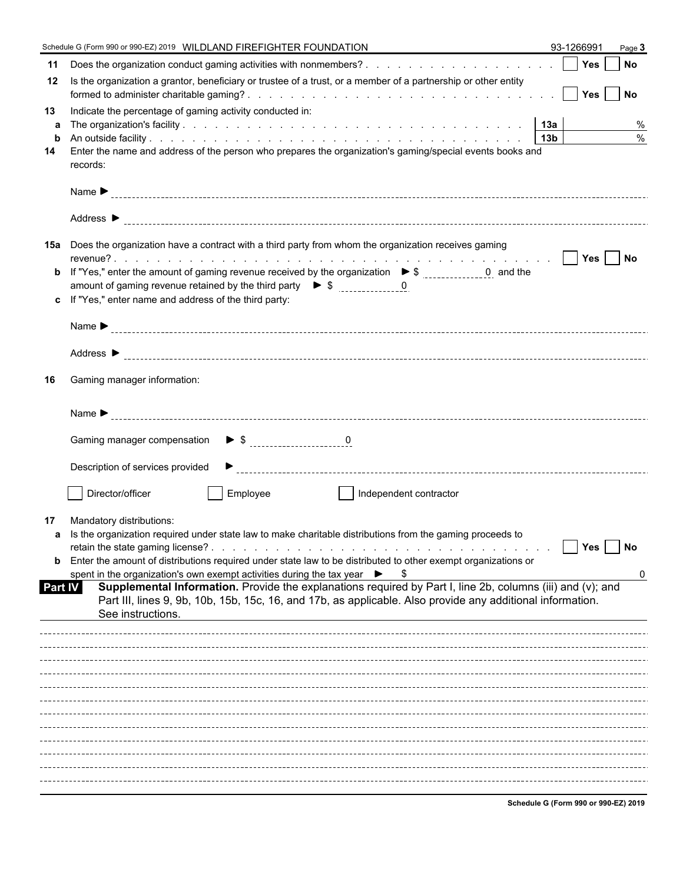Schedule G (Form 990 or 990-EZ) 2019 WILDLAND FIREFIGHTER FOUNDATION 93-1266991 Page **3**

**11** Does the organization conduct gaming activities with nonmembers? . . . . . . . . . . . . . . . . . . . ☐ **Yes** ☐ **No**

**12** Is the organization a grantor, beneficiary or trustee of a trust, or a member of a partnership or other entity formed to administer charitable gaming? . . . . . . . . . . . . . . . . . . . . . . . . . . . . . ☐ **Yes** ☐ **No**

**13** Indicate the percentage of gaming activity conducted in:

**a** The organization's facility . . . . . . . . . . . . . . . . . . . . . . . . . . . . . . . **13a** %

**b** An outside facility . . . . . . . . . . . . . . . . . . . . . . . . . . . . . . . . . . **13b** %

**14** Enter the name and address of the person who prepares the organization's gaming/special events books and records:

Name ▶

Address ▶

**15a** Does the organization have a contract with a third party from whom the organization receives gaming revenue? . . . . . . . . . . . . . . . . . . . . . . . . . . . . . . . . . . . . . . . . ☐ **Yes** ☐ **No**

**b** If "Yes," enter the amount of gaming revenue received by the organization ▶ $ 0 and the amount of gaming revenue retained by the third party ▶ $ 0

**c** If "Yes," enter name and address of the third party:

Name ▶

Address ▶

**16** Gaming manager information:

Name ▶

Gaming manager compensation ▶ $ 0

Description of services provided ▶

☐ Director/officer ☐ Employee ☐ Independent contractor

**17** Mandatory distributions:

**a** Is the organization required under state law to make charitable distributions from the gaming proceeds to retain the state gaming license? . . . . . . . . . . . . . . . . . . . . . . . . . . . . . . . ☐ **Yes** ☐ **No**

**b** Enter the amount of distributions required under state law to be distributed to other exempt organizations or spent in the organization's own exempt activities during the tax year ▶ $ 0

**Part IV** **Supplemental Information.** Provide the explanations required by Part I, line 2b, columns (iii) and (v); and Part III, lines 9, 9b, 10b, 15b, 15c, 16, and 17b, as applicable. Also provide any additional information. See instructions.

**Schedule G (Form 990 or 990-EZ) 2019**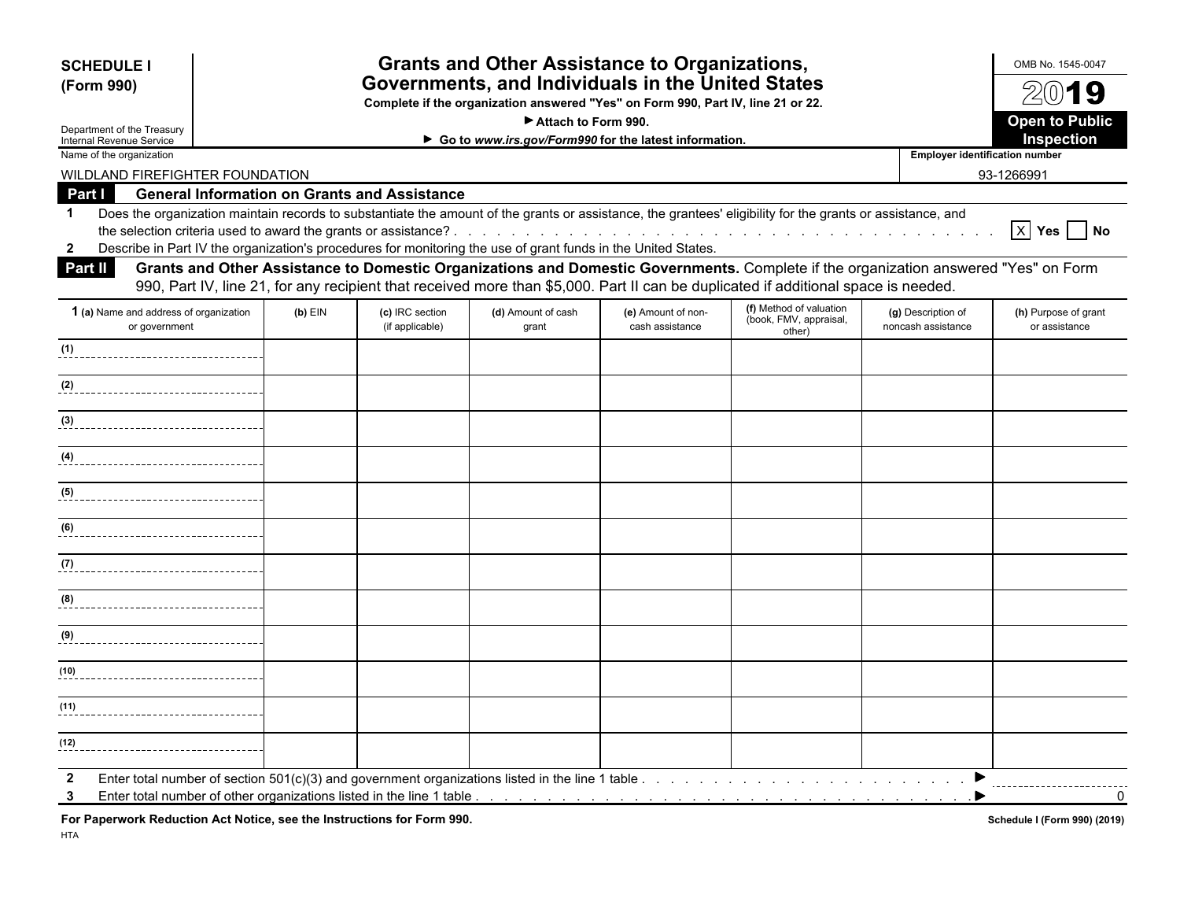**SCHEDULE I (Form 990)**

Department of the Treasury
Internal Revenue Service

# Grants and Other Assistance to Organizations, Governments, and Individuals in the United States

**Complete if the organization answered "Yes" on Form 990, Part IV, line 21 or 22.**

▶ **Attach to Form 990.**

▶ **Go to *www.irs.gov/Form990* for the latest information.**

OMB No. 1545-0047

**2019**

**Open to Public Inspection**

Name of the organization: WILDLAND FIREFIGHTER FOUNDATION

**Employer identification number:** 93-1266991

## Part I — General Information on Grants and Assistance

**1** Does the organization maintain records to substantiate the amount of the grants or assistance, the grantees' eligibility for the grants or assistance, and the selection criteria used to award the grants or assistance? . . . [X] **Yes** [ ] **No**

**2** Describe in Part IV the organization's procedures for monitoring the use of grant funds in the United States.

## Part II — Grants and Other Assistance to Domestic Organizations and Domestic Governments.

Complete if the organization answered "Yes" on Form 990, Part IV, line 21, for any recipient that received more than $5,000. Part II can be duplicated if additional space is needed.

| 1 (a) Name and address of organization or government | (b) EIN | (c) IRC section (if applicable) | (d) Amount of cash grant | (e) Amount of non-cash assistance | (f) Method of valuation (book, FMV, appraisal, other) | (g) Description of noncash assistance | (h) Purpose of grant or assistance |
|---|---|---|---|---|---|---|---|
| (1) | | | | | | | |
| (2) | | | | | | | |
| (3) | | | | | | | |
| (4) | | | | | | | |
| (5) | | | | | | | |
| (6) | | | | | | | |
| (7) | | | | | | | |
| (8) | | | | | | | |
| (9) | | | | | | | |
| (10) | | | | | | | |
| (11) | | | | | | | |
| (12) | | | | | | | |

**2** Enter total number of section 501(c)(3) and government organizations listed in the line 1 table . . . ▶

**3** Enter total number of other organizations listed in the line 1 table . . . ▶ 0

**For Paperwork Reduction Act Notice, see the Instructions for Form 990.**

HTA

**Schedule I (Form 990) (2019)**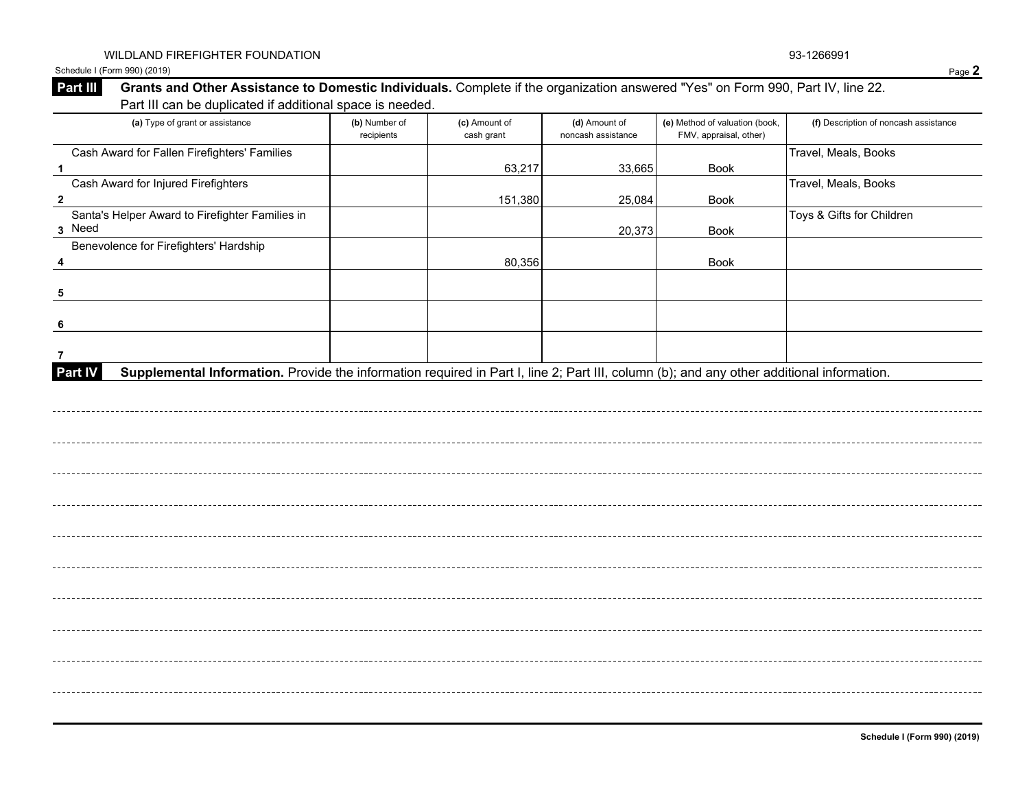WILDLAND FIREFIGHTER FOUNDATION 93-1266991

Schedule I (Form 990) (2019) Page **2**

**Part III** **Grants and Other Assistance to Domestic Individuals.** Complete if the organization answered "Yes" on Form 990, Part IV, line 22. Part III can be duplicated if additional space is needed.

| | (a) Type of grant or assistance | (b) Number of recipients | (c) Amount of cash grant | (d) Amount of noncash assistance | (e) Method of valuation (book, FMV, appraisal, other) | (f) Description of noncash assistance |
|---|---|---|---|---|---|---|
| 1 | Cash Award for Fallen Firefighters' Families | | 63,217 | 33,665 | Book | Travel, Meals, Books |
| 2 | Cash Award for Injured Firefighters | | 151,380 | 25,084 | Book | Travel, Meals, Books |
| 3 | Santa's Helper Award to Firefighter Families in Need | | | 20,373 | Book | Toys & Gifts for Children |
| 4 | Benevolence for Firefighters' Hardship | | 80,356 | | Book | |
| 5 | | | | | | |
| 6 | | | | | | |
| 7 | | | | | | |

**Part IV** **Supplemental Information.** Provide the information required in Part I, line 2; Part III, column (b); and any other additional information.

Schedule I (Form 990) (2019)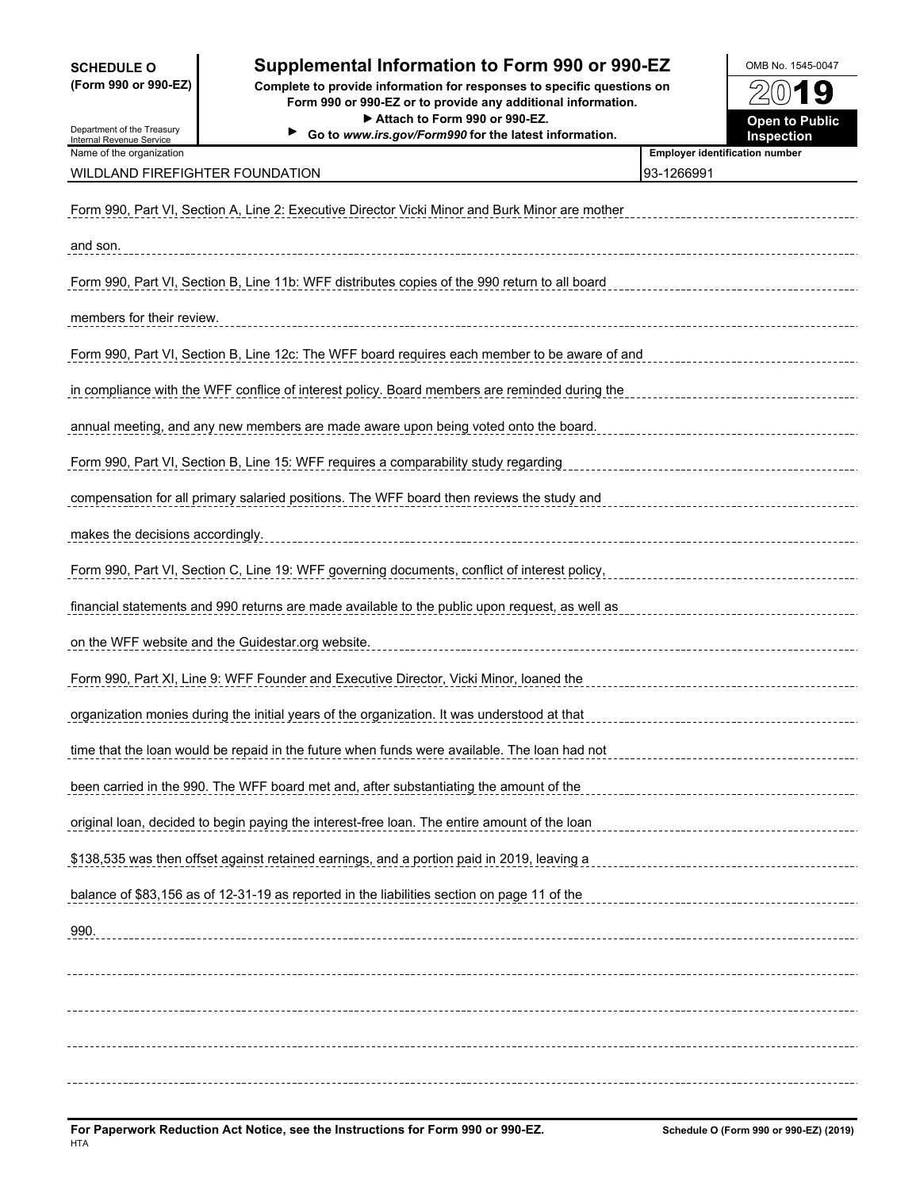**SCHEDULE O (Form 990 or 990-EZ)**

Department of the Treasury
Internal Revenue Service

# Supplemental Information to Form 990 or 990-EZ

**Complete to provide information for responses to specific questions on Form 990 or 990-EZ or to provide any additional information.**
**▶ Attach to Form 990 or 990-EZ.**
**▶ Go to *www.irs.gov/Form990* for the latest information.**

OMB No. 1545-0047

**2019**

**Open to Public Inspection**

| Name of the organization | Employer identification number |
|---|---|
| WILDLAND FIREFIGHTER FOUNDATION | 93-1266991 |

Form 990, Part VI, Section A, Line 2: Executive Director Vicki Minor and Burk Minor are mother and son.

Form 990, Part VI, Section B, Line 11b: WFF distributes copies of the 990 return to all board members for their review.

Form 990, Part VI, Section B, Line 12c: The WFF board requires each member to be aware of and in compliance with the WFF conflice of interest policy. Board members are reminded during the annual meeting, and any new members are made aware upon being voted onto the board.

Form 990, Part VI, Section B, Line 15: WFF requires a comparability study regarding compensation for all primary salaried positions. The WFF board then reviews the study and makes the decisions accordingly.

Form 990, Part VI, Section C, Line 19: WFF governing documents, conflict of interest policy, financial statements and 990 returns are made available to the public upon request, as well as on the WFF website and the Guidestar.org website.

Form 990, Part XI, Line 9: WFF Founder and Executive Director, Vicki Minor, loaned the organization monies during the initial years of the organization. It was understood at that time that the loan would be repaid in the future when funds were available. The loan had not been carried in the 990. The WFF board met and, after substantiating the amount of the original loan, decided to begin paying the interest-free loan. The entire amount of the loan $138,535 was then offset against retained earnings, and a portion paid in 2019, leaving a balance of $83,156 as of 12-31-19 as reported in the liabilities section on page 11 of the 990.

**For Paperwork Reduction Act Notice, see the Instructions for Form 990 or 990-EZ.**
HTA

**Schedule O (Form 990 or 990-EZ) (2019)**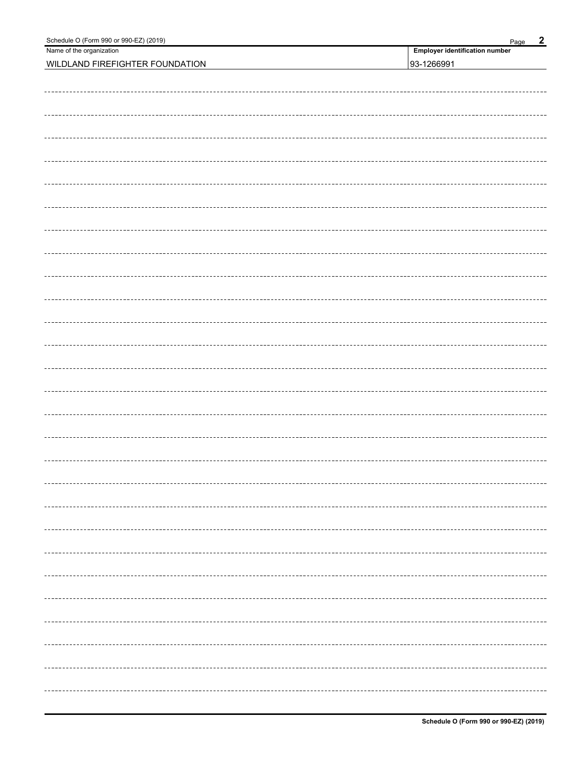| Name of the organization | Employer identification number |
| --- | --- |
| WILDLAND FIREFIGHTER FOUNDATION | 93-1266991 |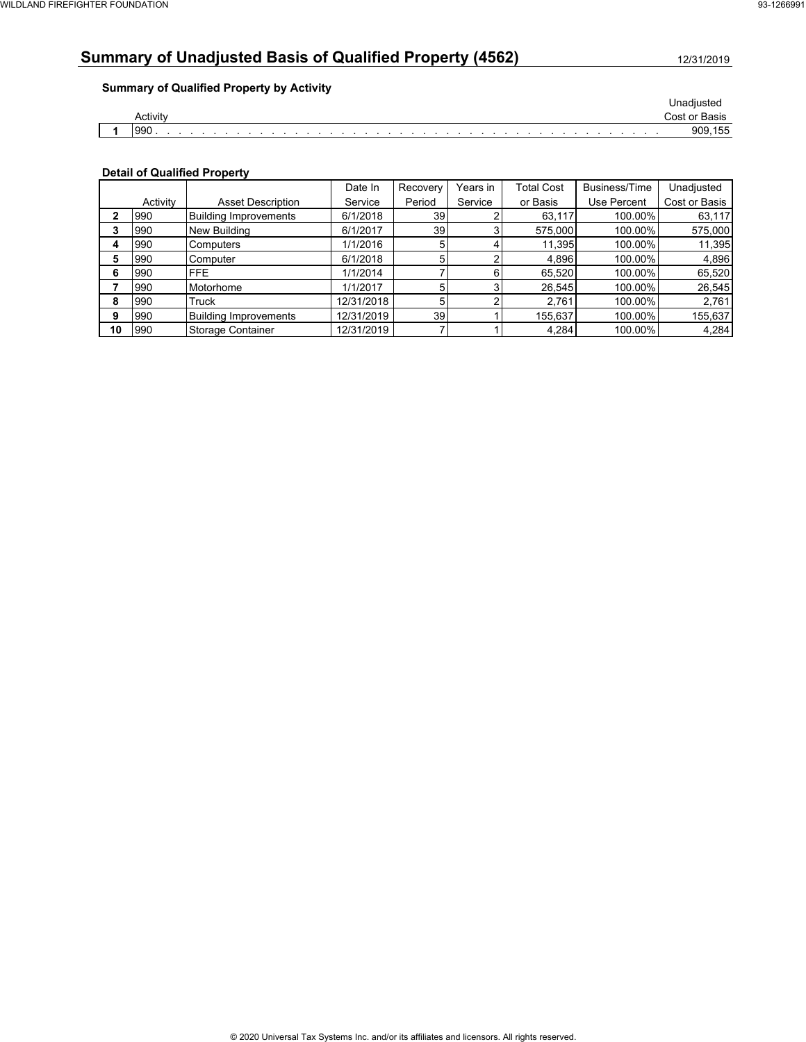# Summary of Unadjusted Basis of Qualified Property (4562)

12/31/2019

## Summary of Qualified Property by Activity

| | Activity | Unadjusted Cost or Basis |
|---|---|---|
| **1** | 990 . . . . . . . . . . . . . . . . . . . . . . . . . . . . . . . . . . . . . . . . . . . . . . . . | 909,155 |

## Detail of Qualified Property

| | Activity | Asset Description | Date In Service | Recovery Period | Years in Service | Total Cost or Basis | Business/Time Use Percent | Unadjusted Cost or Basis |
|---|---|---|---|---|---|---|---|---|
| **2** | 990 | Building Improvements | 6/1/2018 | 39 | 2 | 63,117 | 100.00% | 63,117 |
| **3** | 990 | New Building | 6/1/2017 | 39 | 3 | 575,000 | 100.00% | 575,000 |
| **4** | 990 | Computers | 1/1/2016 | 5 | 4 | 11,395 | 100.00% | 11,395 |
| **5** | 990 | Computer | 6/1/2018 | 5 | 2 | 4,896 | 100.00% | 4,896 |
| **6** | 990 | FFE | 1/1/2014 | 7 | 6 | 65,520 | 100.00% | 65,520 |
| **7** | 990 | Motorhome | 1/1/2017 | 5 | 3 | 26,545 | 100.00% | 26,545 |
| **8** | 990 | Truck | 12/31/2018 | 5 | 2 | 2,761 | 100.00% | 2,761 |
| **9** | 990 | Building Improvements | 12/31/2019 | 39 | 1 | 155,637 | 100.00% | 155,637 |
| **10** | 990 | Storage Container | 12/31/2019 | 7 | 1 | 4,284 | 100.00% | 4,284 |